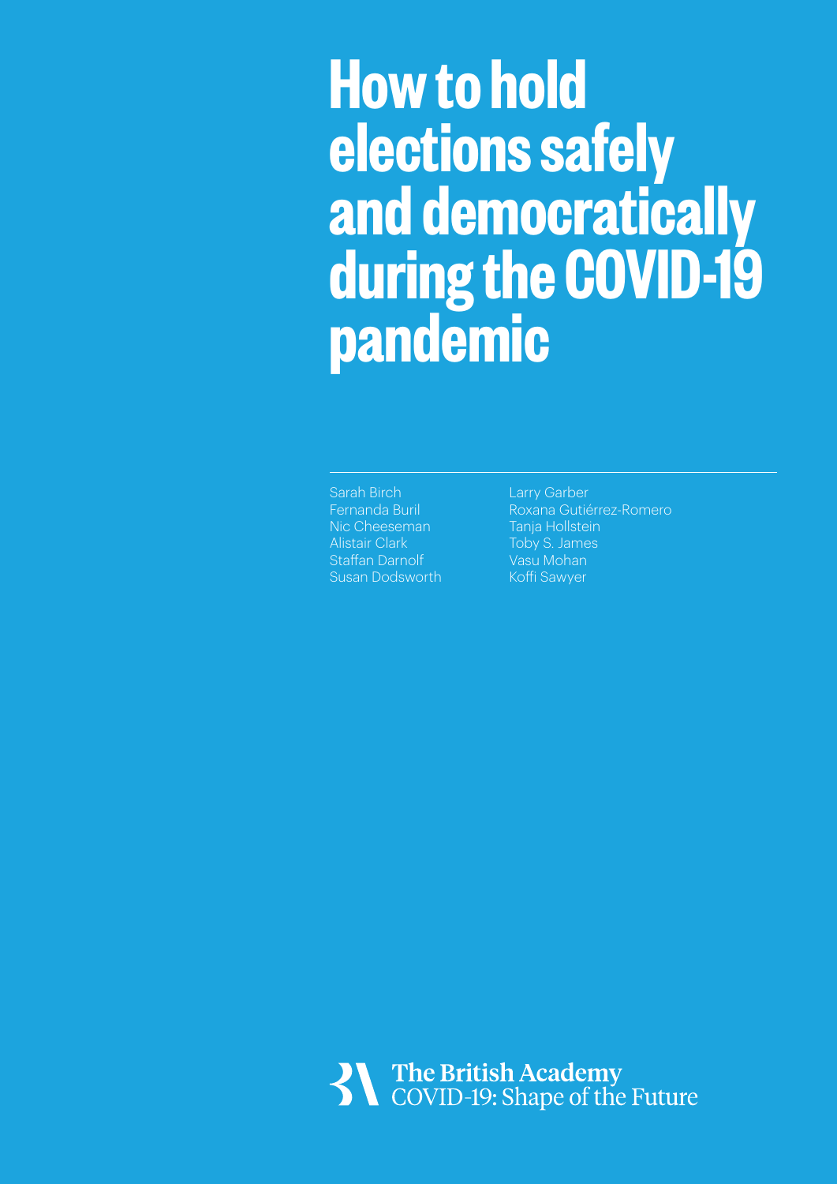# How to hold elections safely and democratically during the COVID-19 pandemic

Sarah Birch
Fernanda Buril
Nic Cheeseman
Alistair Clark
Staffan Darnolf
Susan Dodsworth
Larry Garber
Roxana Gutiérrez-Romero
Tanja Hollstein
Toby S. James
Vasu Mohan
Koffi Sawyer

The British Academy
COVID-19: Shape of the Future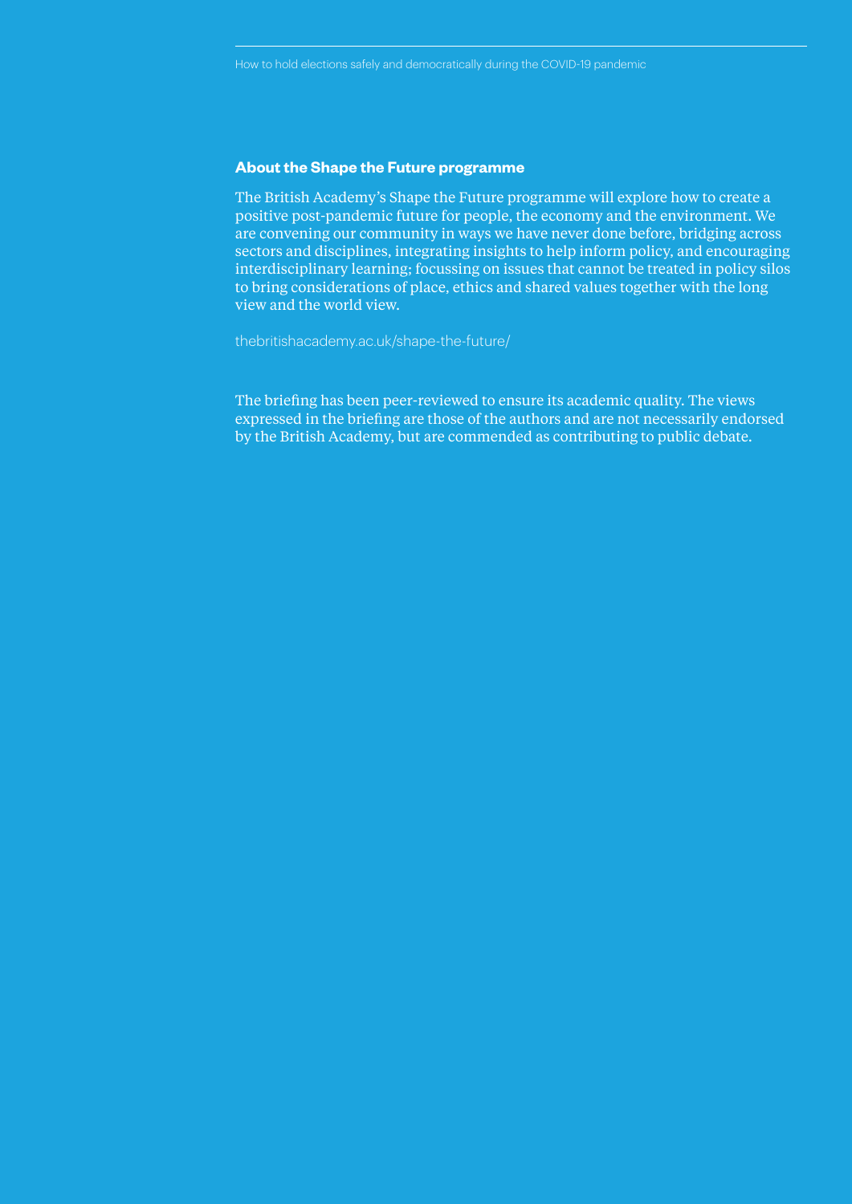## About the Shape the Future programme

The British Academy's Shape the Future programme will explore how to create a positive post-pandemic future for people, the economy and the environment. We are convening our community in ways we have never done before, bridging across sectors and disciplines, integrating insights to help inform policy, and encouraging interdisciplinary learning; focussing on issues that cannot be treated in policy silos to bring considerations of place, ethics and shared values together with the long view and the world view.

thebritishacademy.ac.uk/shape-the-future/

The briefing has been peer-reviewed to ensure its academic quality. The views expressed in the briefing are those of the authors and are not necessarily endorsed by the British Academy, but are commended as contributing to public debate.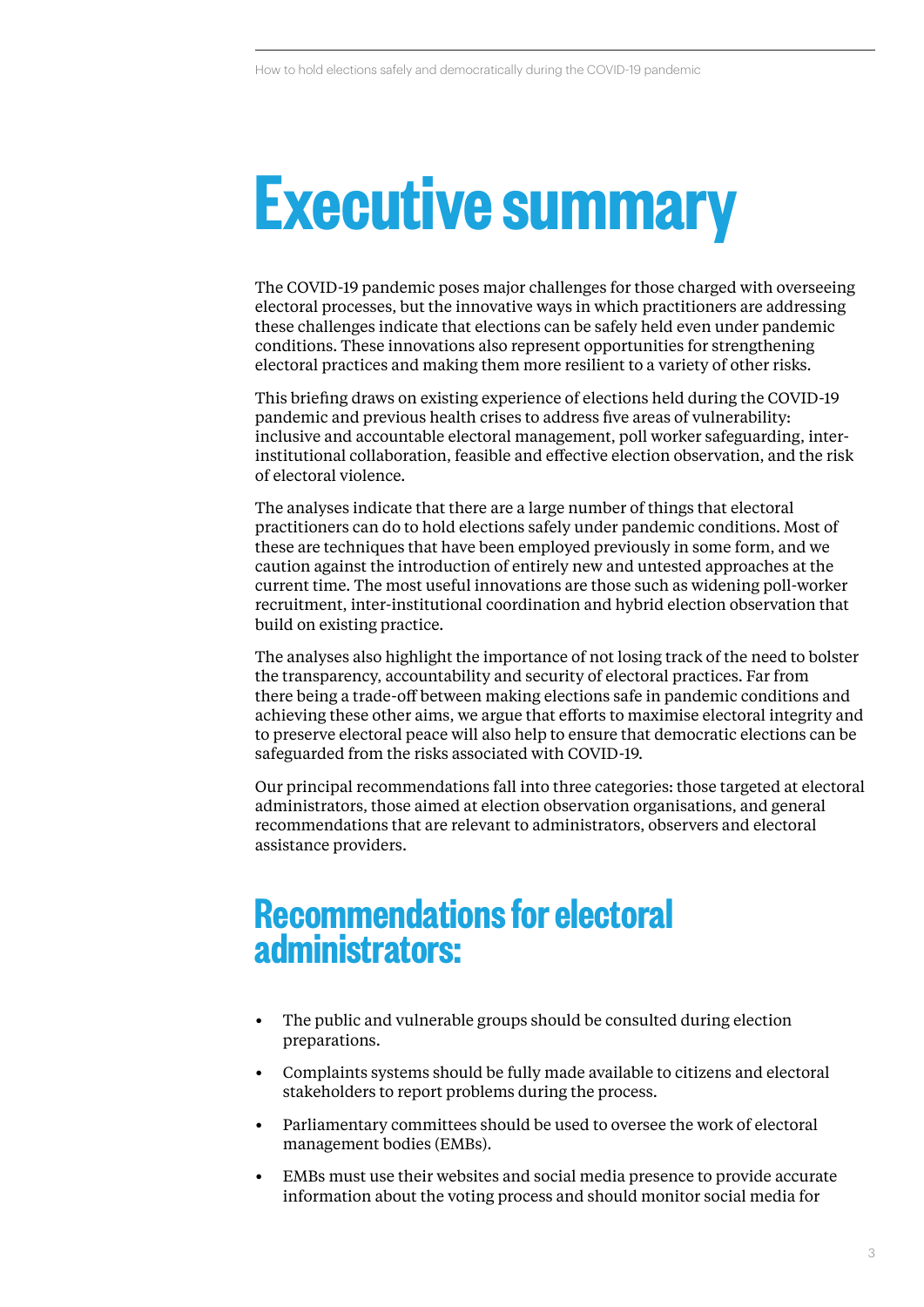# Executive summary

The COVID-19 pandemic poses major challenges for those charged with overseeing electoral processes, but the innovative ways in which practitioners are addressing these challenges indicate that elections can be safely held even under pandemic conditions. These innovations also represent opportunities for strengthening electoral practices and making them more resilient to a variety of other risks.

This briefing draws on existing experience of elections held during the COVID-19 pandemic and previous health crises to address five areas of vulnerability: inclusive and accountable electoral management, poll worker safeguarding, inter-institutional collaboration, feasible and effective election observation, and the risk of electoral violence.

The analyses indicate that there are a large number of things that electoral practitioners can do to hold elections safely under pandemic conditions. Most of these are techniques that have been employed previously in some form, and we caution against the introduction of entirely new and untested approaches at the current time. The most useful innovations are those such as widening poll-worker recruitment, inter-institutional coordination and hybrid election observation that build on existing practice.

The analyses also highlight the importance of not losing track of the need to bolster the transparency, accountability and security of electoral practices. Far from there being a trade-off between making elections safe in pandemic conditions and achieving these other aims, we argue that efforts to maximise electoral integrity and to preserve electoral peace will also help to ensure that democratic elections can be safeguarded from the risks associated with COVID-19.

Our principal recommendations fall into three categories: those targeted at electoral administrators, those aimed at election observation organisations, and general recommendations that are relevant to administrators, observers and electoral assistance providers.

## Recommendations for electoral administrators:

- The public and vulnerable groups should be consulted during election preparations.
- Complaints systems should be fully made available to citizens and electoral stakeholders to report problems during the process.
- Parliamentary committees should be used to oversee the work of electoral management bodies (EMBs).
- EMBs must use their websites and social media presence to provide accurate information about the voting process and should monitor social media for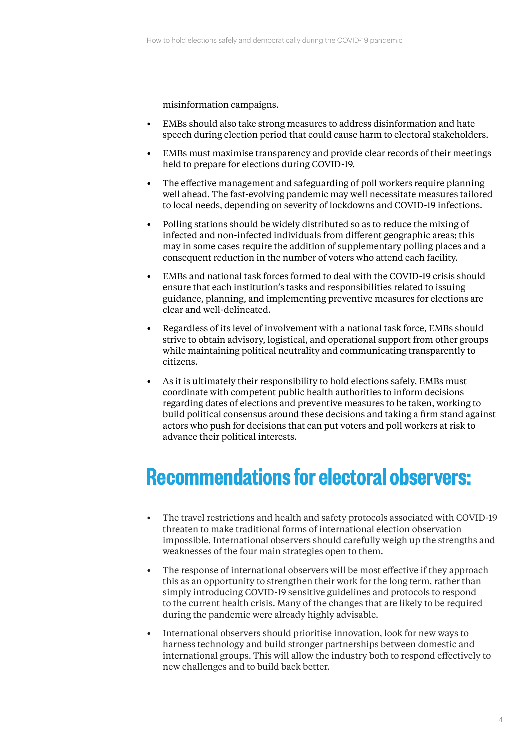misinformation campaigns.

- EMBs should also take strong measures to address disinformation and hate speech during election period that could cause harm to electoral stakeholders.
- EMBs must maximise transparency and provide clear records of their meetings held to prepare for elections during COVID-19.
- The effective management and safeguarding of poll workers require planning well ahead. The fast-evolving pandemic may well necessitate measures tailored to local needs, depending on severity of lockdowns and COVID-19 infections.
- Polling stations should be widely distributed so as to reduce the mixing of infected and non-infected individuals from different geographic areas; this may in some cases require the addition of supplementary polling places and a consequent reduction in the number of voters who attend each facility.
- EMBs and national task forces formed to deal with the COVID-19 crisis should ensure that each institution's tasks and responsibilities related to issuing guidance, planning, and implementing preventive measures for elections are clear and well-delineated.
- Regardless of its level of involvement with a national task force, EMBs should strive to obtain advisory, logistical, and operational support from other groups while maintaining political neutrality and communicating transparently to citizens.
- As it is ultimately their responsibility to hold elections safely, EMBs must coordinate with competent public health authorities to inform decisions regarding dates of elections and preventive measures to be taken, working to build political consensus around these decisions and taking a firm stand against actors who push for decisions that can put voters and poll workers at risk to advance their political interests.

## Recommendations for electoral observers:

- The travel restrictions and health and safety protocols associated with COVID-19 threaten to make traditional forms of international election observation impossible. International observers should carefully weigh up the strengths and weaknesses of the four main strategies open to them.
- The response of international observers will be most effective if they approach this as an opportunity to strengthen their work for the long term, rather than simply introducing COVID-19 sensitive guidelines and protocols to respond to the current health crisis. Many of the changes that are likely to be required during the pandemic were already highly advisable.
- International observers should prioritise innovation, look for new ways to harness technology and build stronger partnerships between domestic and international groups. This will allow the industry both to respond effectively to new challenges and to build back better.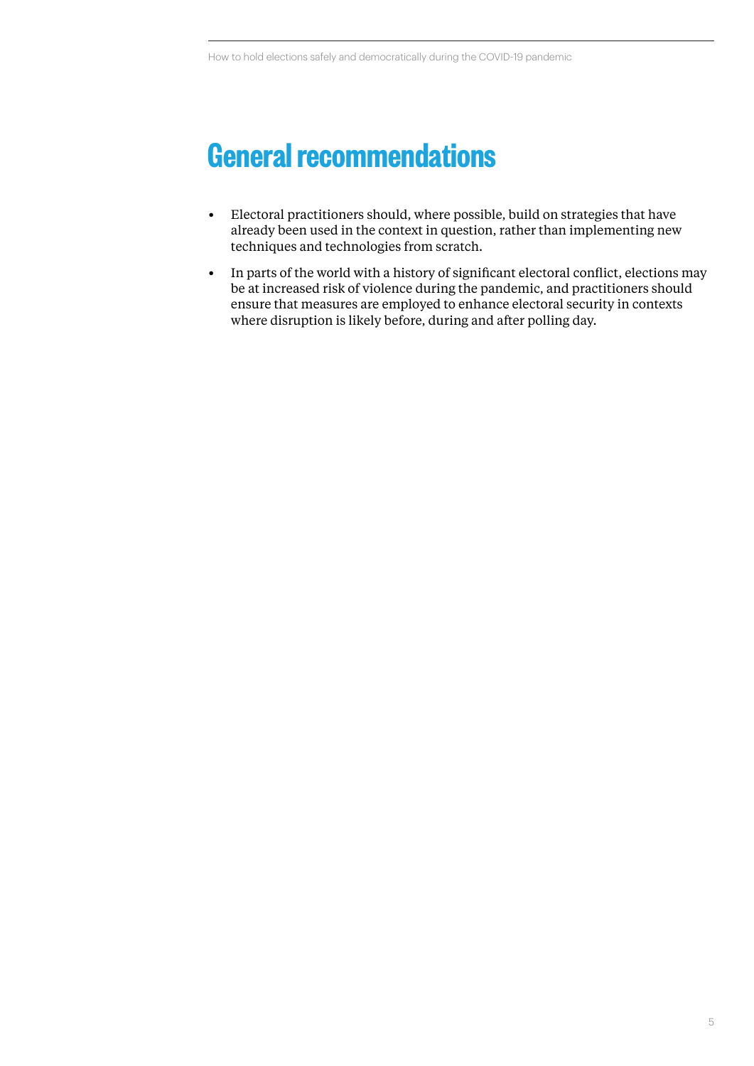# General recommendations

- Electoral practitioners should, where possible, build on strategies that have already been used in the context in question, rather than implementing new techniques and technologies from scratch.
- In parts of the world with a history of significant electoral conflict, elections may be at increased risk of violence during the pandemic, and practitioners should ensure that measures are employed to enhance electoral security in contexts where disruption is likely before, during and after polling day.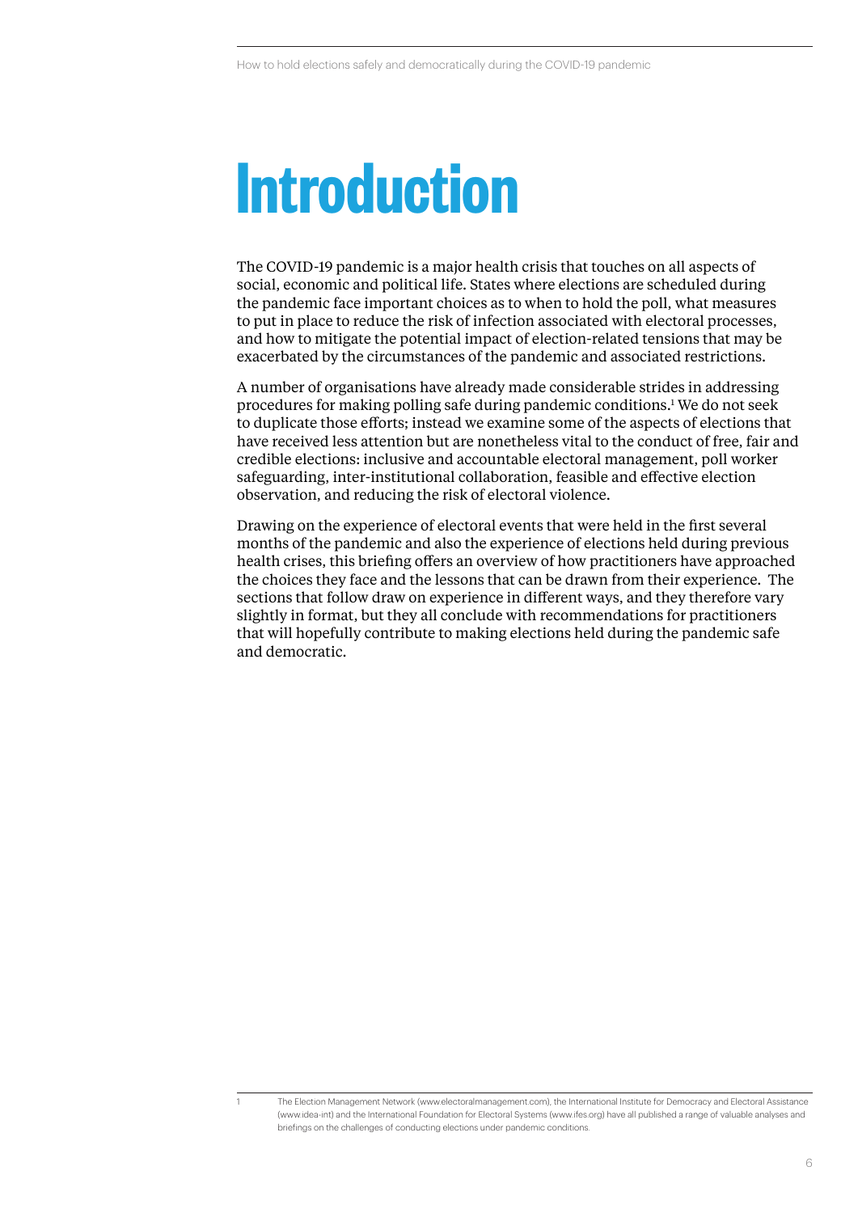# Introduction

The COVID-19 pandemic is a major health crisis that touches on all aspects of social, economic and political life. States where elections are scheduled during the pandemic face important choices as to when to hold the poll, what measures to put in place to reduce the risk of infection associated with electoral processes, and how to mitigate the potential impact of election-related tensions that may be exacerbated by the circumstances of the pandemic and associated restrictions.

A number of organisations have already made considerable strides in addressing procedures for making polling safe during pandemic conditions.[1] We do not seek to duplicate those efforts; instead we examine some of the aspects of elections that have received less attention but are nonetheless vital to the conduct of free, fair and credible elections: inclusive and accountable electoral management, poll worker safeguarding, inter-institutional collaboration, feasible and effective election observation, and reducing the risk of electoral violence.

Drawing on the experience of electoral events that were held in the first several months of the pandemic and also the experience of elections held during previous health crises, this briefing offers an overview of how practitioners have approached the choices they face and the lessons that can be drawn from their experience. The sections that follow draw on experience in different ways, and they therefore vary slightly in format, but they all conclude with recommendations for practitioners that will hopefully contribute to making elections held during the pandemic safe and democratic.

---

1 The Election Management Network (www.electoralmanagement.com), the International Institute for Democracy and Electoral Assistance (www.idea-int) and the International Foundation for Electoral Systems (www.ifes.org) have all published a range of valuable analyses and briefings on the challenges of conducting elections under pandemic conditions.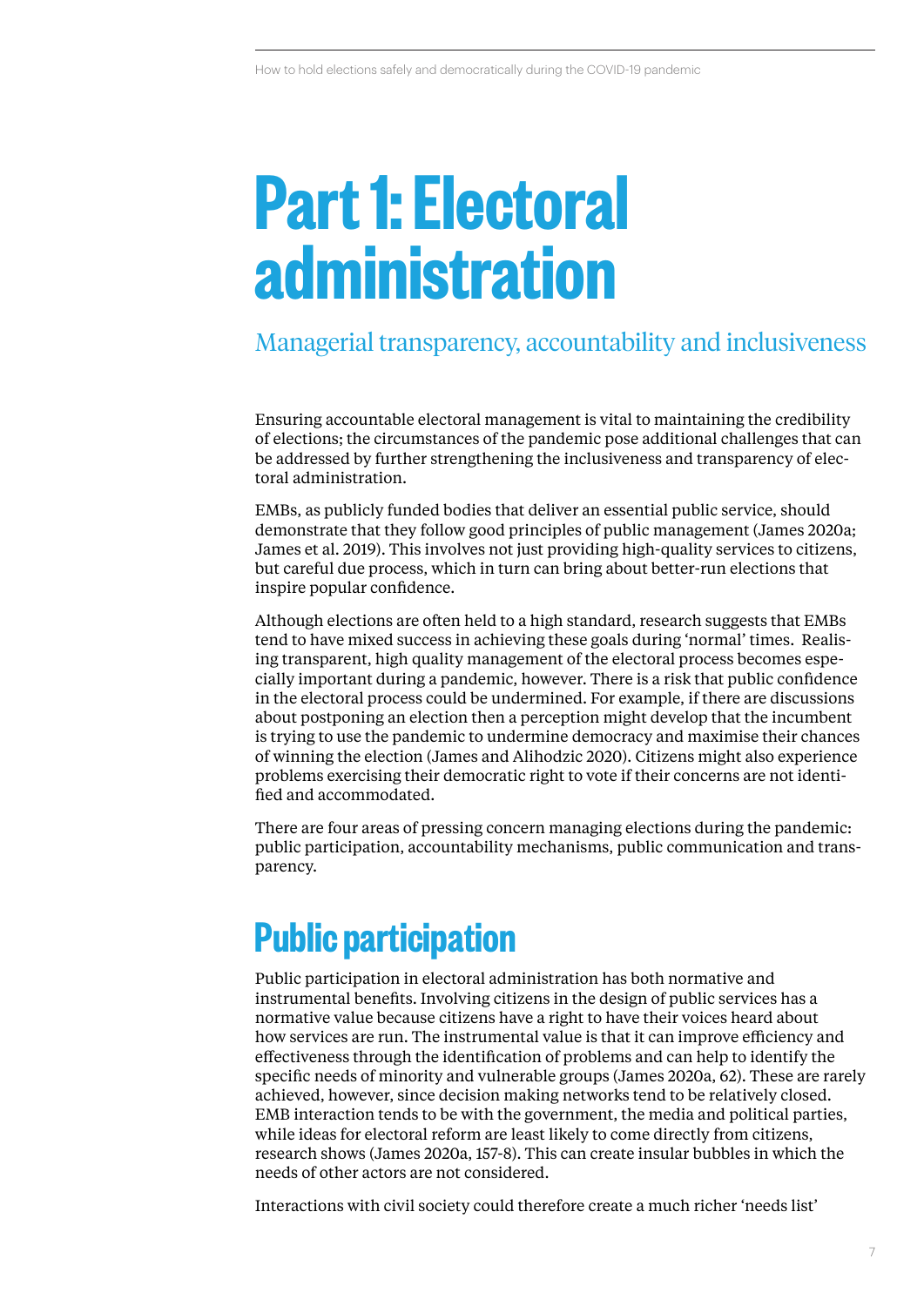# Part 1: Electoral administration

## Managerial transparency, accountability and inclusiveness

Ensuring accountable electoral management is vital to maintaining the credibility of elections; the circumstances of the pandemic pose additional challenges that can be addressed by further strengthening the inclusiveness and transparency of electoral administration.

EMBs, as publicly funded bodies that deliver an essential public service, should demonstrate that they follow good principles of public management (James 2020a; James et al. 2019). This involves not just providing high-quality services to citizens, but careful due process, which in turn can bring about better-run elections that inspire popular confidence.

Although elections are often held to a high standard, research suggests that EMBs tend to have mixed success in achieving these goals during 'normal' times. Realising transparent, high quality management of the electoral process becomes especially important during a pandemic, however. There is a risk that public confidence in the electoral process could be undermined. For example, if there are discussions about postponing an election then a perception might develop that the incumbent is trying to use the pandemic to undermine democracy and maximise their chances of winning the election (James and Alihodzic 2020). Citizens might also experience problems exercising their democratic right to vote if their concerns are not identified and accommodated.

There are four areas of pressing concern managing elections during the pandemic: public participation, accountability mechanisms, public communication and transparency.

## Public participation

Public participation in electoral administration has both normative and instrumental benefits. Involving citizens in the design of public services has a normative value because citizens have a right to have their voices heard about how services are run. The instrumental value is that it can improve efficiency and effectiveness through the identification of problems and can help to identify the specific needs of minority and vulnerable groups (James 2020a, 62). These are rarely achieved, however, since decision making networks tend to be relatively closed. EMB interaction tends to be with the government, the media and political parties, while ideas for electoral reform are least likely to come directly from citizens, research shows (James 2020a, 157-8). This can create insular bubbles in which the needs of other actors are not considered.

Interactions with civil society could therefore create a much richer 'needs list'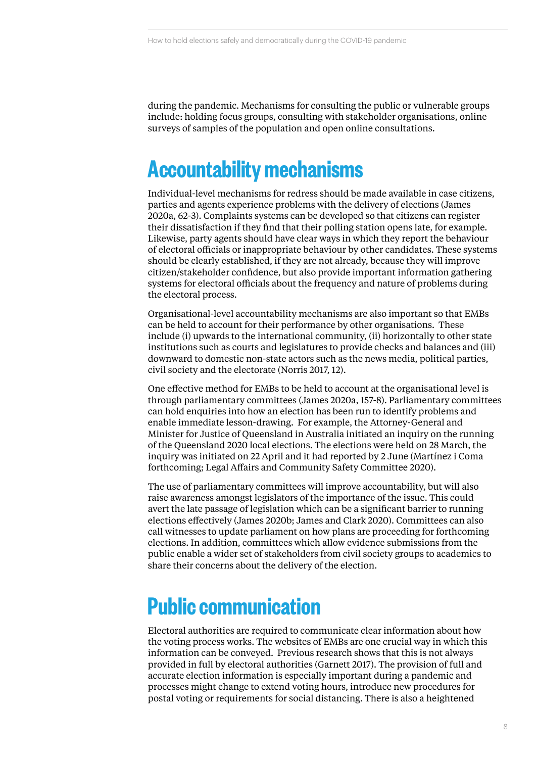during the pandemic. Mechanisms for consulting the public or vulnerable groups include: holding focus groups, consulting with stakeholder organisations, online surveys of samples of the population and open online consultations.

## Accountability mechanisms

Individual-level mechanisms for redress should be made available in case citizens, parties and agents experience problems with the delivery of elections (James 2020a, 62-3). Complaints systems can be developed so that citizens can register their dissatisfaction if they find that their polling station opens late, for example. Likewise, party agents should have clear ways in which they report the behaviour of electoral officials or inappropriate behaviour by other candidates. These systems should be clearly established, if they are not already, because they will improve citizen/stakeholder confidence, but also provide important information gathering systems for electoral officials about the frequency and nature of problems during the electoral process.

Organisational-level accountability mechanisms are also important so that EMBs can be held to account for their performance by other organisations. These include (i) upwards to the international community, (ii) horizontally to other state institutions such as courts and legislatures to provide checks and balances and (iii) downward to domestic non-state actors such as the news media, political parties, civil society and the electorate (Norris 2017, 12).

One effective method for EMBs to be held to account at the organisational level is through parliamentary committees (James 2020a, 157-8). Parliamentary committees can hold enquiries into how an election has been run to identify problems and enable immediate lesson-drawing. For example, the Attorney-General and Minister for Justice of Queensland in Australia initiated an inquiry on the running of the Queensland 2020 local elections. The elections were held on 28 March, the inquiry was initiated on 22 April and it had reported by 2 June (Martínez i Coma forthcoming; Legal Affairs and Community Safety Committee 2020).

The use of parliamentary committees will improve accountability, but will also raise awareness amongst legislators of the importance of the issue. This could avert the late passage of legislation which can be a significant barrier to running elections effectively (James 2020b; James and Clark 2020). Committees can also call witnesses to update parliament on how plans are proceeding for forthcoming elections. In addition, committees which allow evidence submissions from the public enable a wider set of stakeholders from civil society groups to academics to share their concerns about the delivery of the election.

## Public communication

Electoral authorities are required to communicate clear information about how the voting process works. The websites of EMBs are one crucial way in which this information can be conveyed. Previous research shows that this is not always provided in full by electoral authorities (Garnett 2017). The provision of full and accurate election information is especially important during a pandemic and processes might change to extend voting hours, introduce new procedures for postal voting or requirements for social distancing. There is also a heightened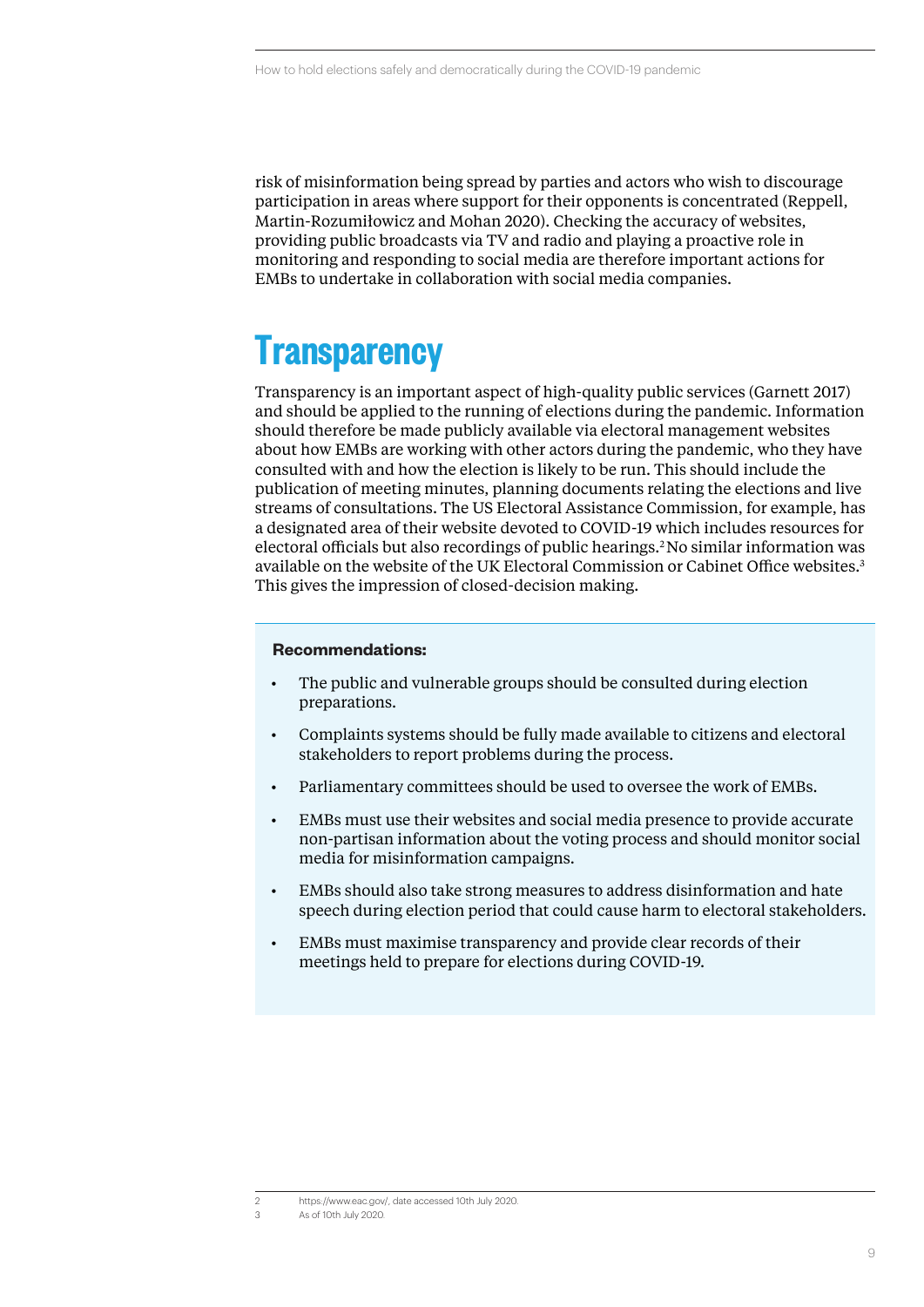risk of misinformation being spread by parties and actors who wish to discourage participation in areas where support for their opponents is concentrated (Reppell, Martin-Rozumiłowicz and Mohan 2020). Checking the accuracy of websites, providing public broadcasts via TV and radio and playing a proactive role in monitoring and responding to social media are therefore important actions for EMBs to undertake in collaboration with social media companies.

# Transparency

Transparency is an important aspect of high-quality public services (Garnett 2017) and should be applied to the running of elections during the pandemic. Information should therefore be made publicly available via electoral management websites about how EMBs are working with other actors during the pandemic, who they have consulted with and how the election is likely to be run. This should include the publication of meeting minutes, planning documents relating the elections and live streams of consultations. The US Electoral Assistance Commission, for example, has a designated area of their website devoted to COVID-19 which includes resources for electoral officials but also recordings of public hearings.[2] No similar information was available on the website of the UK Electoral Commission or Cabinet Office websites.[3] This gives the impression of closed-decision making.

**Recommendations:**

- The public and vulnerable groups should be consulted during election preparations.
- Complaints systems should be fully made available to citizens and electoral stakeholders to report problems during the process.
- Parliamentary committees should be used to oversee the work of EMBs.
- EMBs must use their websites and social media presence to provide accurate non-partisan information about the voting process and should monitor social media for misinformation campaigns.
- EMBs should also take strong measures to address disinformation and hate speech during election period that could cause harm to electoral stakeholders.
- EMBs must maximise transparency and provide clear records of their meetings held to prepare for elections during COVID-19.

---

2 https://www.eac.gov/, date accessed 10th July 2020.

3 As of 10th July 2020.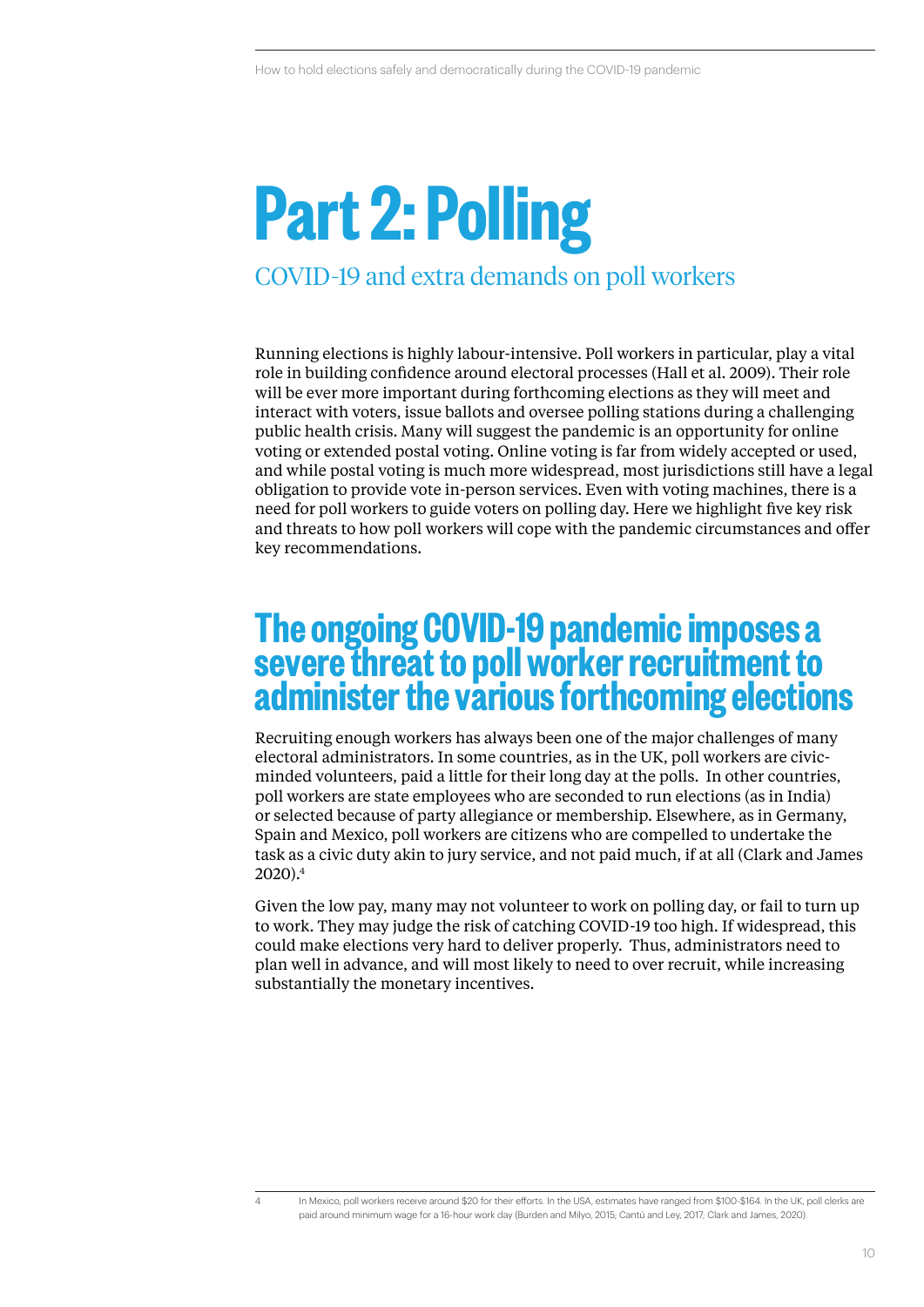# Part 2: Polling

## COVID-19 and extra demands on poll workers

Running elections is highly labour-intensive. Poll workers in particular, play a vital role in building confidence around electoral processes (Hall et al. 2009). Their role will be ever more important during forthcoming elections as they will meet and interact with voters, issue ballots and oversee polling stations during a challenging public health crisis. Many will suggest the pandemic is an opportunity for online voting or extended postal voting. Online voting is far from widely accepted or used, and while postal voting is much more widespread, most jurisdictions still have a legal obligation to provide vote in-person services. Even with voting machines, there is a need for poll workers to guide voters on polling day. Here we highlight five key risk and threats to how poll workers will cope with the pandemic circumstances and offer key recommendations.

## The ongoing COVID-19 pandemic imposes a severe threat to poll worker recruitment to administer the various forthcoming elections

Recruiting enough workers has always been one of the major challenges of many electoral administrators. In some countries, as in the UK, poll workers are civic-minded volunteers, paid a little for their long day at the polls. In other countries, poll workers are state employees who are seconded to run elections (as in India) or selected because of party allegiance or membership. Elsewhere, as in Germany, Spain and Mexico, poll workers are citizens who are compelled to undertake the task as a civic duty akin to jury service, and not paid much, if at all (Clark and James 2020).[4]

Given the low pay, many may not volunteer to work on polling day, or fail to turn up to work. They may judge the risk of catching COVID-19 too high. If widespread, this could make elections very hard to deliver properly. Thus, administrators need to plan well in advance, and will most likely to need to over recruit, while increasing substantially the monetary incentives.

---

4 In Mexico, poll workers receive around $20 for their efforts. In the USA, estimates have ranged from $100-$164. In the UK, poll clerks are paid around minimum wage for a 16-hour work day (Burden and Milyo, 2015; Cantú and Ley, 2017; Clark and James, 2020).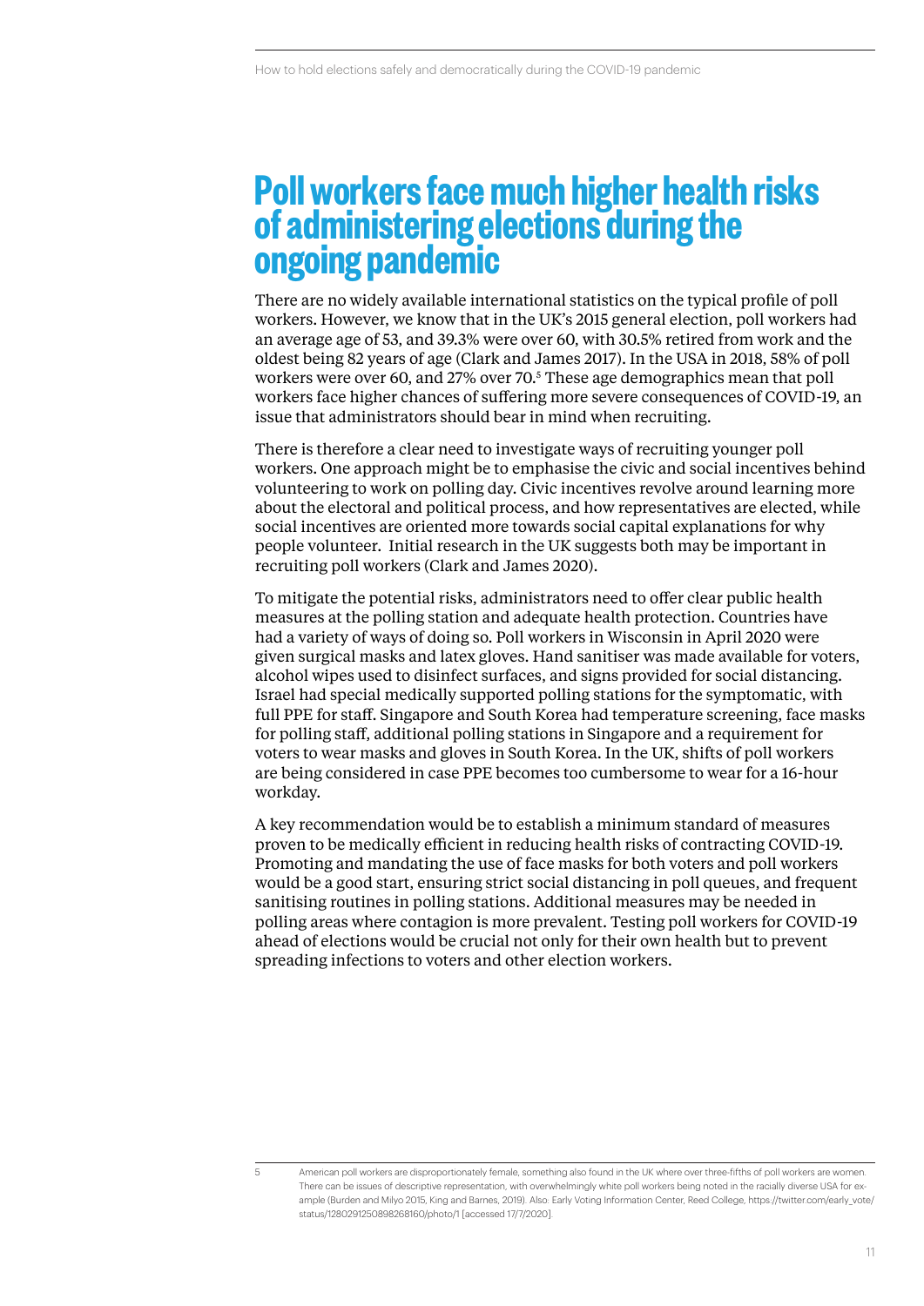# Poll workers face much higher health risks of administering elections during the ongoing pandemic

There are no widely available international statistics on the typical profile of poll workers. However, we know that in the UK's 2015 general election, poll workers had an average age of 53, and 39.3% were over 60, with 30.5% retired from work and the oldest being 82 years of age (Clark and James 2017). In the USA in 2018, 58% of poll workers were over 60, and 27% over 70.[5] These age demographics mean that poll workers face higher chances of suffering more severe consequences of COVID-19, an issue that administrators should bear in mind when recruiting.

There is therefore a clear need to investigate ways of recruiting younger poll workers. One approach might be to emphasise the civic and social incentives behind volunteering to work on polling day. Civic incentives revolve around learning more about the electoral and political process, and how representatives are elected, while social incentives are oriented more towards social capital explanations for why people volunteer. Initial research in the UK suggests both may be important in recruiting poll workers (Clark and James 2020).

To mitigate the potential risks, administrators need to offer clear public health measures at the polling station and adequate health protection. Countries have had a variety of ways of doing so. Poll workers in Wisconsin in April 2020 were given surgical masks and latex gloves. Hand sanitiser was made available for voters, alcohol wipes used to disinfect surfaces, and signs provided for social distancing. Israel had special medically supported polling stations for the symptomatic, with full PPE for staff. Singapore and South Korea had temperature screening, face masks for polling staff, additional polling stations in Singapore and a requirement for voters to wear masks and gloves in South Korea. In the UK, shifts of poll workers are being considered in case PPE becomes too cumbersome to wear for a 16-hour workday.

A key recommendation would be to establish a minimum standard of measures proven to be medically efficient in reducing health risks of contracting COVID-19. Promoting and mandating the use of face masks for both voters and poll workers would be a good start, ensuring strict social distancing in poll queues, and frequent sanitising routines in polling stations. Additional measures may be needed in polling areas where contagion is more prevalent. Testing poll workers for COVID-19 ahead of elections would be crucial not only for their own health but to prevent spreading infections to voters and other election workers.

---

5 American poll workers are disproportionately female, something also found in the UK where over three-fifths of poll workers are women. There can be issues of descriptive representation, with overwhelmingly white poll workers being noted in the racially diverse USA for example (Burden and Milyo 2015, King and Barnes, 2019). Also: Early Voting Information Center, Reed College, https://twitter.com/early_vote/status/1280291250898268160/photo/1 [accessed 17/7/2020].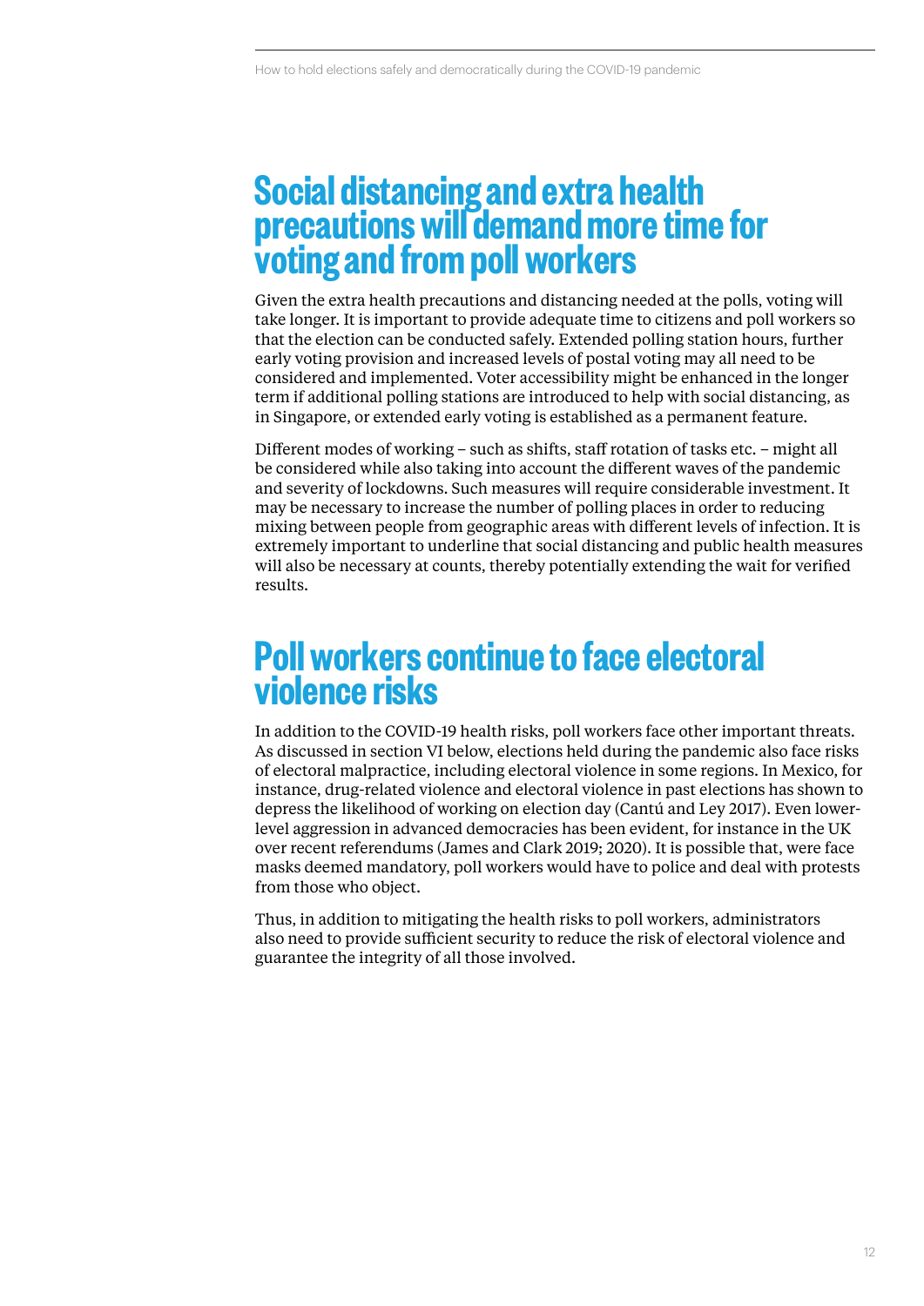## Social distancing and extra health precautions will demand more time for voting and from poll workers

Given the extra health precautions and distancing needed at the polls, voting will take longer. It is important to provide adequate time to citizens and poll workers so that the election can be conducted safely. Extended polling station hours, further early voting provision and increased levels of postal voting may all need to be considered and implemented. Voter accessibility might be enhanced in the longer term if additional polling stations are introduced to help with social distancing, as in Singapore, or extended early voting is established as a permanent feature.

Different modes of working – such as shifts, staff rotation of tasks etc. – might all be considered while also taking into account the different waves of the pandemic and severity of lockdowns. Such measures will require considerable investment. It may be necessary to increase the number of polling places in order to reducing mixing between people from geographic areas with different levels of infection. It is extremely important to underline that social distancing and public health measures will also be necessary at counts, thereby potentially extending the wait for verified results.

## Poll workers continue to face electoral violence risks

In addition to the COVID-19 health risks, poll workers face other important threats. As discussed in section VI below, elections held during the pandemic also face risks of electoral malpractice, including electoral violence in some regions. In Mexico, for instance, drug-related violence and electoral violence in past elections has shown to depress the likelihood of working on election day (Cantú and Ley 2017). Even lower-level aggression in advanced democracies has been evident, for instance in the UK over recent referendums (James and Clark 2019; 2020). It is possible that, were face masks deemed mandatory, poll workers would have to police and deal with protests from those who object.

Thus, in addition to mitigating the health risks to poll workers, administrators also need to provide sufficient security to reduce the risk of electoral violence and guarantee the integrity of all those involved.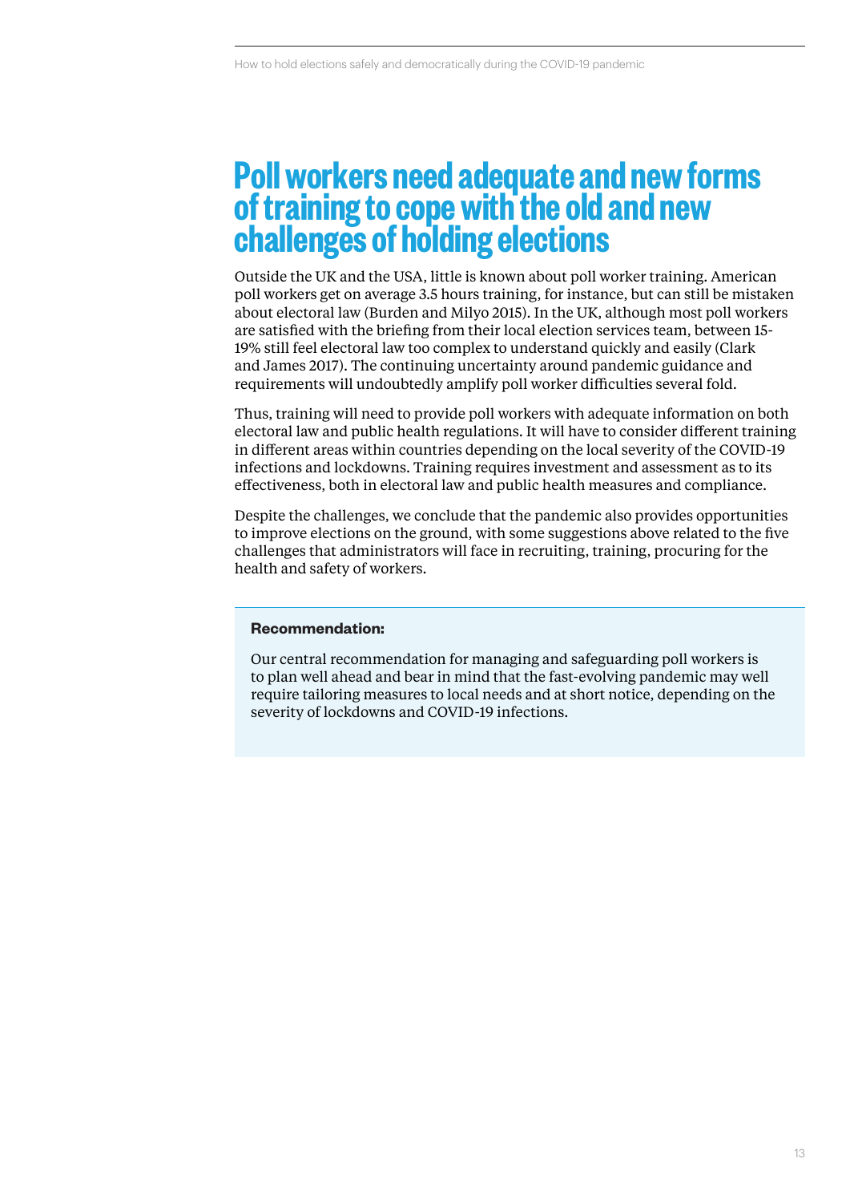## Poll workers need adequate and new forms of training to cope with the old and new challenges of holding elections

Outside the UK and the USA, little is known about poll worker training. American poll workers get on average 3.5 hours training, for instance, but can still be mistaken about electoral law (Burden and Milyo 2015). In the UK, although most poll workers are satisfied with the briefing from their local election services team, between 15-19% still feel electoral law too complex to understand quickly and easily (Clark and James 2017). The continuing uncertainty around pandemic guidance and requirements will undoubtedly amplify poll worker difficulties several fold.

Thus, training will need to provide poll workers with adequate information on both electoral law and public health regulations. It will have to consider different training in different areas within countries depending on the local severity of the COVID-19 infections and lockdowns. Training requires investment and assessment as to its effectiveness, both in electoral law and public health measures and compliance.

Despite the challenges, we conclude that the pandemic also provides opportunities to improve elections on the ground, with some suggestions above related to the five challenges that administrators will face in recruiting, training, procuring for the health and safety of workers.

**Recommendation:**

Our central recommendation for managing and safeguarding poll workers is to plan well ahead and bear in mind that the fast-evolving pandemic may well require tailoring measures to local needs and at short notice, depending on the severity of lockdowns and COVID-19 infections.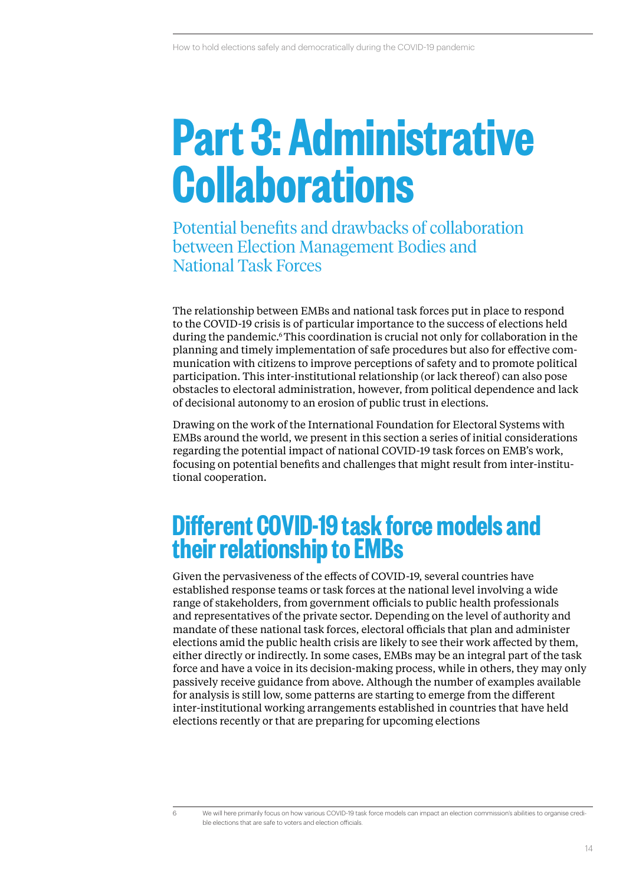# Part 3: Administrative Collaborations

## Potential benefits and drawbacks of collaboration between Election Management Bodies and National Task Forces

The relationship between EMBs and national task forces put in place to respond to the COVID-19 crisis is of particular importance to the success of elections held during the pandemic.[6] This coordination is crucial not only for collaboration in the planning and timely implementation of safe procedures but also for effective communication with citizens to improve perceptions of safety and to promote political participation. This inter-institutional relationship (or lack thereof) can also pose obstacles to electoral administration, however, from political dependence and lack of decisional autonomy to an erosion of public trust in elections.

Drawing on the work of the International Foundation for Electoral Systems with EMBs around the world, we present in this section a series of initial considerations regarding the potential impact of national COVID-19 task forces on EMB's work, focusing on potential benefits and challenges that might result from inter-institutional cooperation.

## Different COVID-19 task force models and their relationship to EMBs

Given the pervasiveness of the effects of COVID-19, several countries have established response teams or task forces at the national level involving a wide range of stakeholders, from government officials to public health professionals and representatives of the private sector. Depending on the level of authority and mandate of these national task forces, electoral officials that plan and administer elections amid the public health crisis are likely to see their work affected by them, either directly or indirectly. In some cases, EMBs may be an integral part of the task force and have a voice in its decision-making process, while in others, they may only passively receive guidance from above. Although the number of examples available for analysis is still low, some patterns are starting to emerge from the different inter-institutional working arrangements established in countries that have held elections recently or that are preparing for upcoming elections

---

6 We will here primarily focus on how various COVID-19 task force models can impact an election commission's abilities to organise credible elections that are safe to voters and election officials.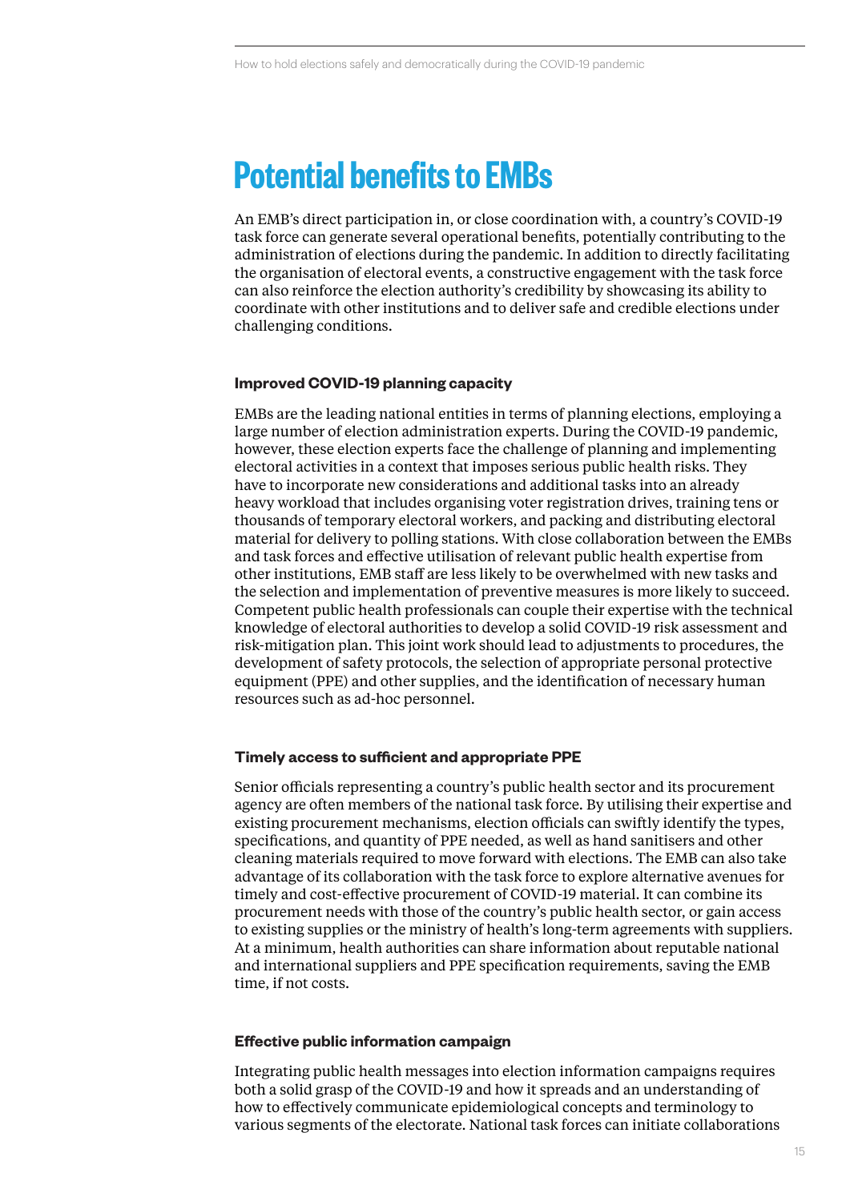# Potential benefits to EMBs

An EMB's direct participation in, or close coordination with, a country's COVID-19 task force can generate several operational benefits, potentially contributing to the administration of elections during the pandemic. In addition to directly facilitating the organisation of electoral events, a constructive engagement with the task force can also reinforce the election authority's credibility by showcasing its ability to coordinate with other institutions and to deliver safe and credible elections under challenging conditions.

### Improved COVID-19 planning capacity

EMBs are the leading national entities in terms of planning elections, employing a large number of election administration experts. During the COVID-19 pandemic, however, these election experts face the challenge of planning and implementing electoral activities in a context that imposes serious public health risks. They have to incorporate new considerations and additional tasks into an already heavy workload that includes organising voter registration drives, training tens or thousands of temporary electoral workers, and packing and distributing electoral material for delivery to polling stations. With close collaboration between the EMBs and task forces and effective utilisation of relevant public health expertise from other institutions, EMB staff are less likely to be overwhelmed with new tasks and the selection and implementation of preventive measures is more likely to succeed. Competent public health professionals can couple their expertise with the technical knowledge of electoral authorities to develop a solid COVID-19 risk assessment and risk-mitigation plan. This joint work should lead to adjustments to procedures, the development of safety protocols, the selection of appropriate personal protective equipment (PPE) and other supplies, and the identification of necessary human resources such as ad-hoc personnel.

### Timely access to sufficient and appropriate PPE

Senior officials representing a country's public health sector and its procurement agency are often members of the national task force. By utilising their expertise and existing procurement mechanisms, election officials can swiftly identify the types, specifications, and quantity of PPE needed, as well as hand sanitisers and other cleaning materials required to move forward with elections. The EMB can also take advantage of its collaboration with the task force to explore alternative avenues for timely and cost-effective procurement of COVID-19 material. It can combine its procurement needs with those of the country's public health sector, or gain access to existing supplies or the ministry of health's long-term agreements with suppliers. At a minimum, health authorities can share information about reputable national and international suppliers and PPE specification requirements, saving the EMB time, if not costs.

### Effective public information campaign

Integrating public health messages into election information campaigns requires both a solid grasp of the COVID-19 and how it spreads and an understanding of how to effectively communicate epidemiological concepts and terminology to various segments of the electorate. National task forces can initiate collaborations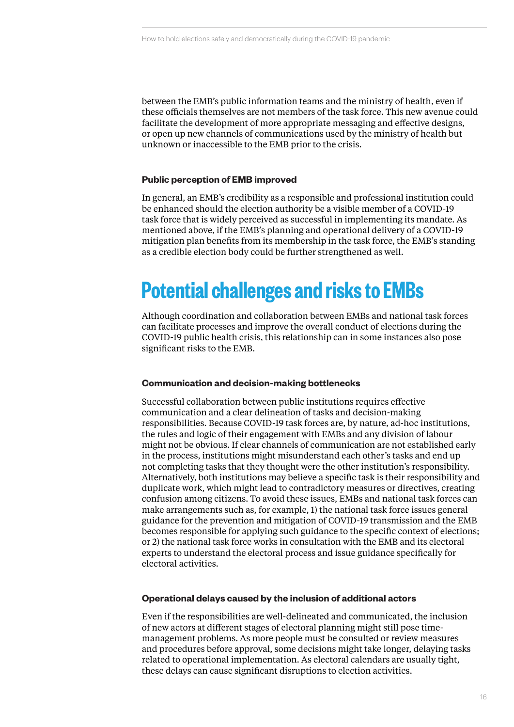between the EMB's public information teams and the ministry of health, even if these officials themselves are not members of the task force. This new avenue could facilitate the development of more appropriate messaging and effective designs, or open up new channels of communications used by the ministry of health but unknown or inaccessible to the EMB prior to the crisis.

#### Public perception of EMB improved

In general, an EMB's credibility as a responsible and professional institution could be enhanced should the election authority be a visible member of a COVID-19 task force that is widely perceived as successful in implementing its mandate. As mentioned above, if the EMB's planning and operational delivery of a COVID-19 mitigation plan benefits from its membership in the task force, the EMB's standing as a credible election body could be further strengthened as well.

## Potential challenges and risks to EMBs

Although coordination and collaboration between EMBs and national task forces can facilitate processes and improve the overall conduct of elections during the COVID-19 public health crisis, this relationship can in some instances also pose significant risks to the EMB.

#### Communication and decision-making bottlenecks

Successful collaboration between public institutions requires effective communication and a clear delineation of tasks and decision-making responsibilities. Because COVID-19 task forces are, by nature, ad-hoc institutions, the rules and logic of their engagement with EMBs and any division of labour might not be obvious. If clear channels of communication are not established early in the process, institutions might misunderstand each other's tasks and end up not completing tasks that they thought were the other institution's responsibility. Alternatively, both institutions may believe a specific task is their responsibility and duplicate work, which might lead to contradictory measures or directives, creating confusion among citizens. To avoid these issues, EMBs and national task forces can make arrangements such as, for example, 1) the national task force issues general guidance for the prevention and mitigation of COVID-19 transmission and the EMB becomes responsible for applying such guidance to the specific context of elections; or 2) the national task force works in consultation with the EMB and its electoral experts to understand the electoral process and issue guidance specifically for electoral activities.

#### Operational delays caused by the inclusion of additional actors

Even if the responsibilities are well-delineated and communicated, the inclusion of new actors at different stages of electoral planning might still pose time-management problems. As more people must be consulted or review measures and procedures before approval, some decisions might take longer, delaying tasks related to operational implementation. As electoral calendars are usually tight, these delays can cause significant disruptions to election activities.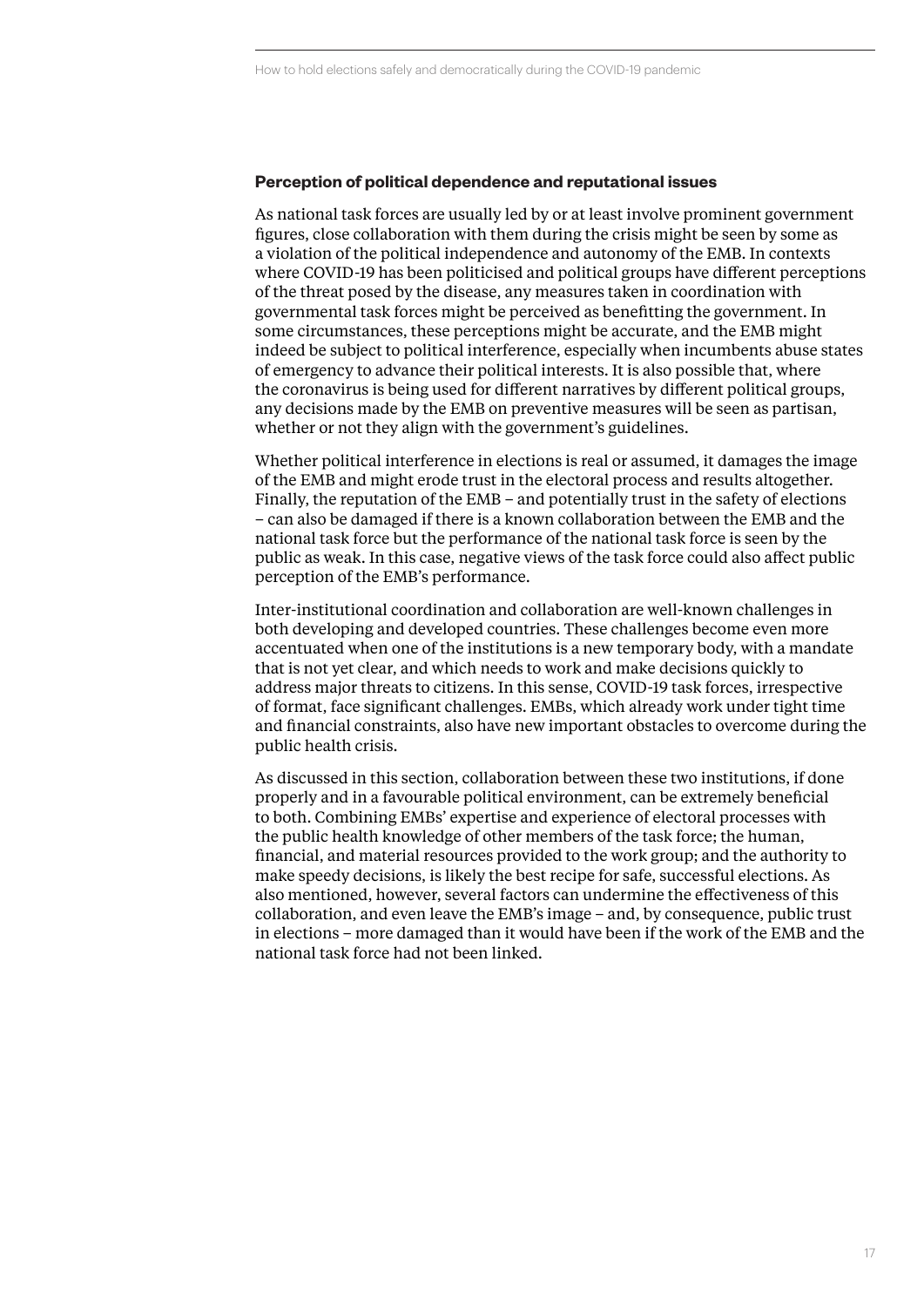#### Perception of political dependence and reputational issues

As national task forces are usually led by or at least involve prominent government figures, close collaboration with them during the crisis might be seen by some as a violation of the political independence and autonomy of the EMB. In contexts where COVID-19 has been politicised and political groups have different perceptions of the threat posed by the disease, any measures taken in coordination with governmental task forces might be perceived as benefitting the government. In some circumstances, these perceptions might be accurate, and the EMB might indeed be subject to political interference, especially when incumbents abuse states of emergency to advance their political interests. It is also possible that, where the coronavirus is being used for different narratives by different political groups, any decisions made by the EMB on preventive measures will be seen as partisan, whether or not they align with the government's guidelines.

Whether political interference in elections is real or assumed, it damages the image of the EMB and might erode trust in the electoral process and results altogether. Finally, the reputation of the EMB – and potentially trust in the safety of elections – can also be damaged if there is a known collaboration between the EMB and the national task force but the performance of the national task force is seen by the public as weak. In this case, negative views of the task force could also affect public perception of the EMB's performance.

Inter-institutional coordination and collaboration are well-known challenges in both developing and developed countries. These challenges become even more accentuated when one of the institutions is a new temporary body, with a mandate that is not yet clear, and which needs to work and make decisions quickly to address major threats to citizens. In this sense, COVID-19 task forces, irrespective of format, face significant challenges. EMBs, which already work under tight time and financial constraints, also have new important obstacles to overcome during the public health crisis.

As discussed in this section, collaboration between these two institutions, if done properly and in a favourable political environment, can be extremely beneficial to both. Combining EMBs' expertise and experience of electoral processes with the public health knowledge of other members of the task force; the human, financial, and material resources provided to the work group; and the authority to make speedy decisions, is likely the best recipe for safe, successful elections. As also mentioned, however, several factors can undermine the effectiveness of this collaboration, and even leave the EMB's image – and, by consequence, public trust in elections – more damaged than it would have been if the work of the EMB and the national task force had not been linked.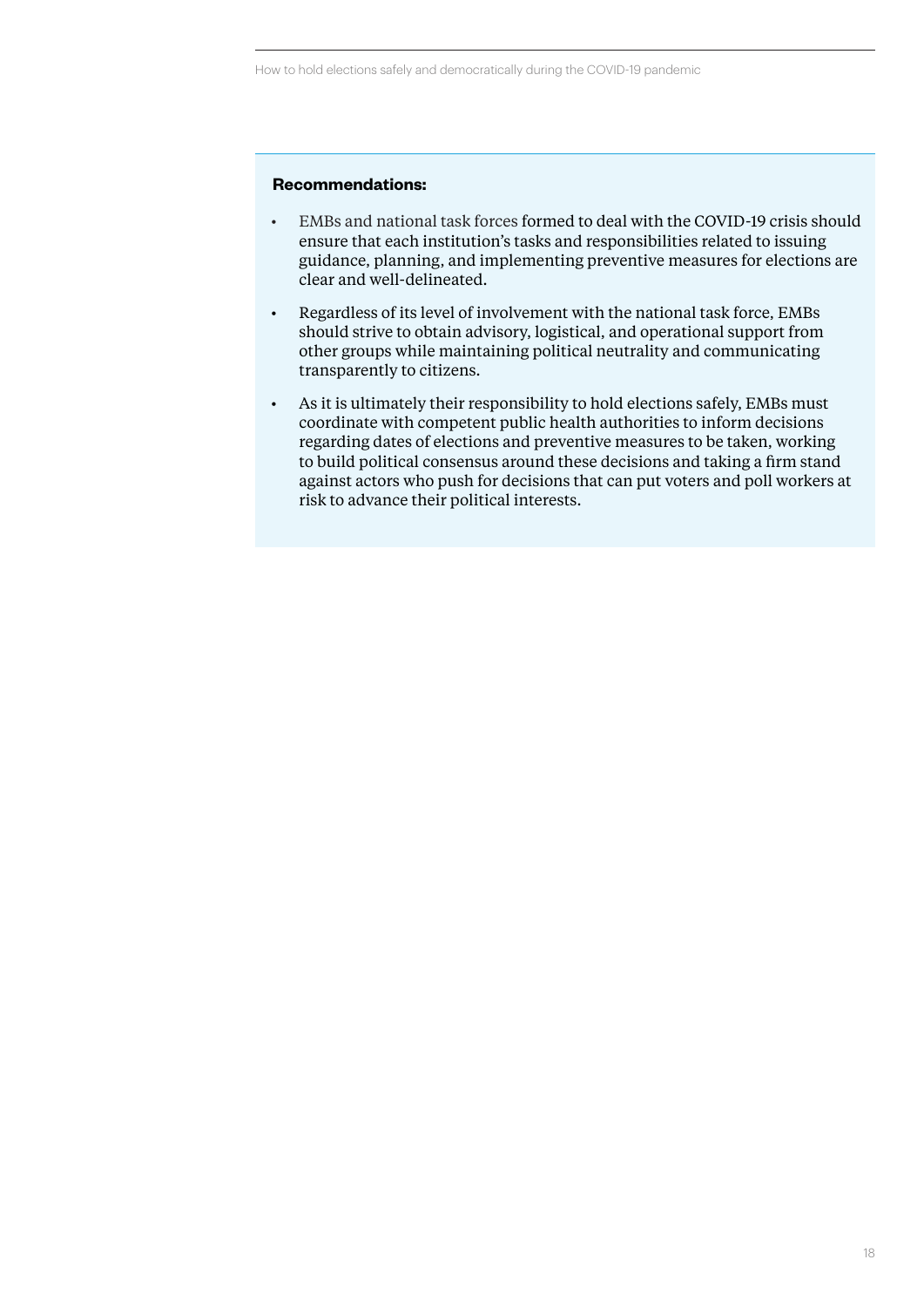**Recommendations:**

- EMBs and national task forces formed to deal with the COVID-19 crisis should ensure that each institution's tasks and responsibilities related to issuing guidance, planning, and implementing preventive measures for elections are clear and well-delineated.
- Regardless of its level of involvement with the national task force, EMBs should strive to obtain advisory, logistical, and operational support from other groups while maintaining political neutrality and communicating transparently to citizens.
- As it is ultimately their responsibility to hold elections safely, EMBs must coordinate with competent public health authorities to inform decisions regarding dates of elections and preventive measures to be taken, working to build political consensus around these decisions and taking a firm stand against actors who push for decisions that can put voters and poll workers at risk to advance their political interests.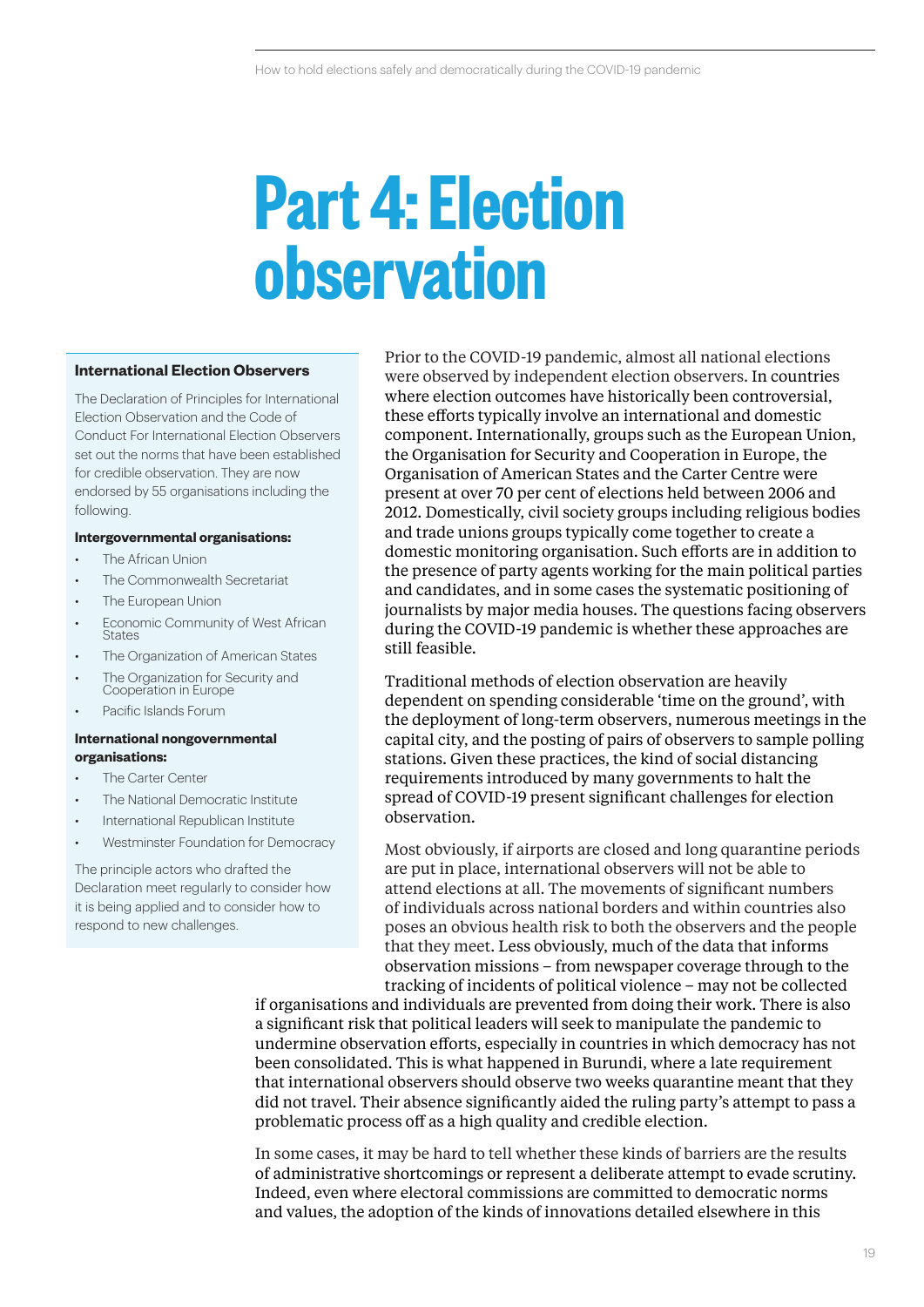# Part 4: Election observation

> **International Election Observers**
>
> The Declaration of Principles for International Election Observation and the Code of Conduct For International Election Observers set out the norms that have been established for credible observation. They are now endorsed by 55 organisations including the following.
>
> **Intergovernmental organisations:**
>
> - The African Union
> - The Commonwealth Secretariat
> - The European Union
> - Economic Community of West African States
> - The Organization of American States
> - The Organization for Security and Cooperation in Europe
> - Pacific Islands Forum
>
> **International nongovernmental organisations:**
>
> - The Carter Center
> - The National Democratic Institute
> - International Republican Institute
> - Westminster Foundation for Democracy
>
> The principle actors who drafted the Declaration meet regularly to consider how it is being applied and to consider how to respond to new challenges.

Prior to the COVID-19 pandemic, almost all national elections were observed by independent election observers. In countries where election outcomes have historically been controversial, these efforts typically involve an international and domestic component. Internationally, groups such as the European Union, the Organisation for Security and Cooperation in Europe, the Organisation of American States and the Carter Centre were present at over 70 per cent of elections held between 2006 and 2012. Domestically, civil society groups including religious bodies and trade unions groups typically come together to create a domestic monitoring organisation. Such efforts are in addition to the presence of party agents working for the main political parties and candidates, and in some cases the systematic positioning of journalists by major media houses. The questions facing observers during the COVID-19 pandemic is whether these approaches are still feasible.

Traditional methods of election observation are heavily dependent on spending considerable 'time on the ground', with the deployment of long-term observers, numerous meetings in the capital city, and the posting of pairs of observers to sample polling stations. Given these practices, the kind of social distancing requirements introduced by many governments to halt the spread of COVID-19 present significant challenges for election observation.

Most obviously, if airports are closed and long quarantine periods are put in place, international observers will not be able to attend elections at all. The movements of significant numbers of individuals across national borders and within countries also poses an obvious health risk to both the observers and the people that they meet. Less obviously, much of the data that informs observation missions – from newspaper coverage through to the tracking of incidents of political violence – may not be collected if organisations and individuals are prevented from doing their work. There is also a significant risk that political leaders will seek to manipulate the pandemic to undermine observation efforts, especially in countries in which democracy has not been consolidated. This is what happened in Burundi, where a late requirement that international observers should observe two weeks quarantine meant that they did not travel. Their absence significantly aided the ruling party's attempt to pass a problematic process off as a high quality and credible election.

In some cases, it may be hard to tell whether these kinds of barriers are the results of administrative shortcomings or represent a deliberate attempt to evade scrutiny. Indeed, even where electoral commissions are committed to democratic norms and values, the adoption of the kinds of innovations detailed elsewhere in this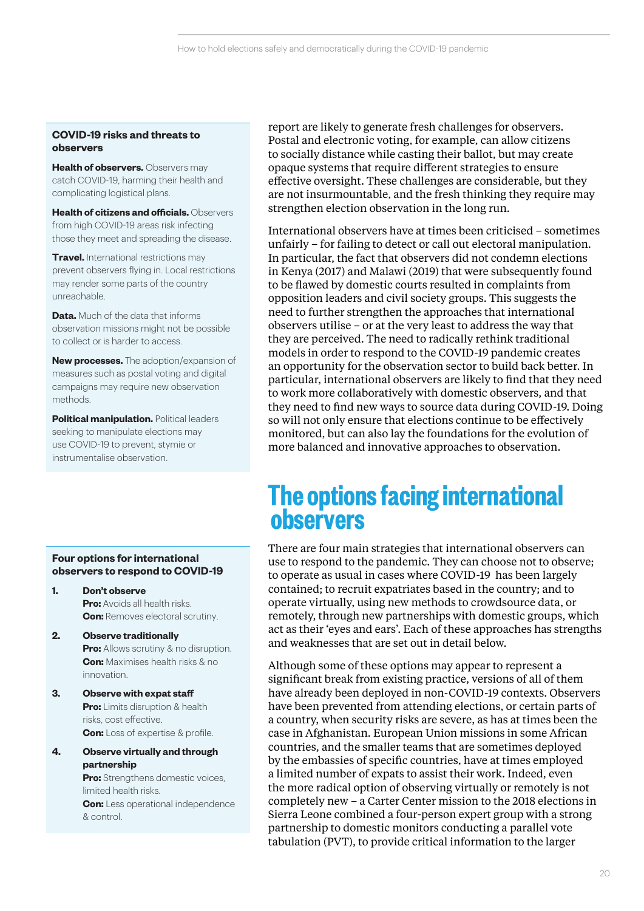### COVID-19 risks and threats to observers

**Health of observers.** Observers may catch COVID-19, harming their health and complicating logistical plans.

**Health of citizens and officials.** Observers from high COVID-19 areas risk infecting those they meet and spreading the disease.

**Travel.** International restrictions may prevent observers flying in. Local restrictions may render some parts of the country unreachable.

**Data.** Much of the data that informs observation missions might not be possible to collect or is harder to access.

**New processes.** The adoption/expansion of measures such as postal voting and digital campaigns may require new observation methods.

**Political manipulation.** Political leaders seeking to manipulate elections may use COVID-19 to prevent, stymie or instrumentalise observation.

report are likely to generate fresh challenges for observers. Postal and electronic voting, for example, can allow citizens to socially distance while casting their ballot, but may create opaque systems that require different strategies to ensure effective oversight. These challenges are considerable, but they are not insurmountable, and the fresh thinking they require may strengthen election observation in the long run.

International observers have at times been criticised – sometimes unfairly – for failing to detect or call out electoral manipulation. In particular, the fact that observers did not condemn elections in Kenya (2017) and Malawi (2019) that were subsequently found to be flawed by domestic courts resulted in complaints from opposition leaders and civil society groups. This suggests the need to further strengthen the approaches that international observers utilise – or at the very least to address the way that they are perceived. The need to radically rethink traditional models in order to respond to the COVID-19 pandemic creates an opportunity for the observation sector to build back better. In particular, international observers are likely to find that they need to work more collaboratively with domestic observers, and that they need to find new ways to source data during COVID-19. Doing so will not only ensure that elections continue to be effectively monitored, but can also lay the foundations for the evolution of more balanced and innovative approaches to observation.

## The options facing international observers

There are four main strategies that international observers can use to respond to the pandemic. They can choose not to observe; to operate as usual in cases where COVID-19 has been largely contained; to recruit expatriates based in the country; and to operate virtually, using new methods to crowdsource data, or remotely, through new partnerships with domestic groups, which act as their 'eyes and ears'. Each of these approaches has strengths and weaknesses that are set out in detail below.

### Four options for international observers to respond to COVID-19

1. **Don't observe**
   **Pro:** Avoids all health risks.
   **Con:** Removes electoral scrutiny.
2. **Observe traditionally**
   **Pro:** Allows scrutiny & no disruption.
   **Con:** Maximises health risks & no innovation.
3. **Observe with expat staff**
   **Pro:** Limits disruption & health risks, cost effective.
   **Con:** Loss of expertise & profile.
4. **Observe virtually and through partnership**
   **Pro:** Strengthens domestic voices, limited health risks.
   **Con:** Less operational independence & control.

Although some of these options may appear to represent a significant break from existing practice, versions of all of them have already been deployed in non-COVID-19 contexts. Observers have been prevented from attending elections, or certain parts of a country, when security risks are severe, as has at times been the case in Afghanistan. European Union missions in some African countries, and the smaller teams that are sometimes deployed by the embassies of specific countries, have at times employed a limited number of expats to assist their work. Indeed, even the more radical option of observing virtually or remotely is not completely new – a Carter Center mission to the 2018 elections in Sierra Leone combined a four-person expert group with a strong partnership to domestic monitors conducting a parallel vote tabulation (PVT), to provide critical information to the larger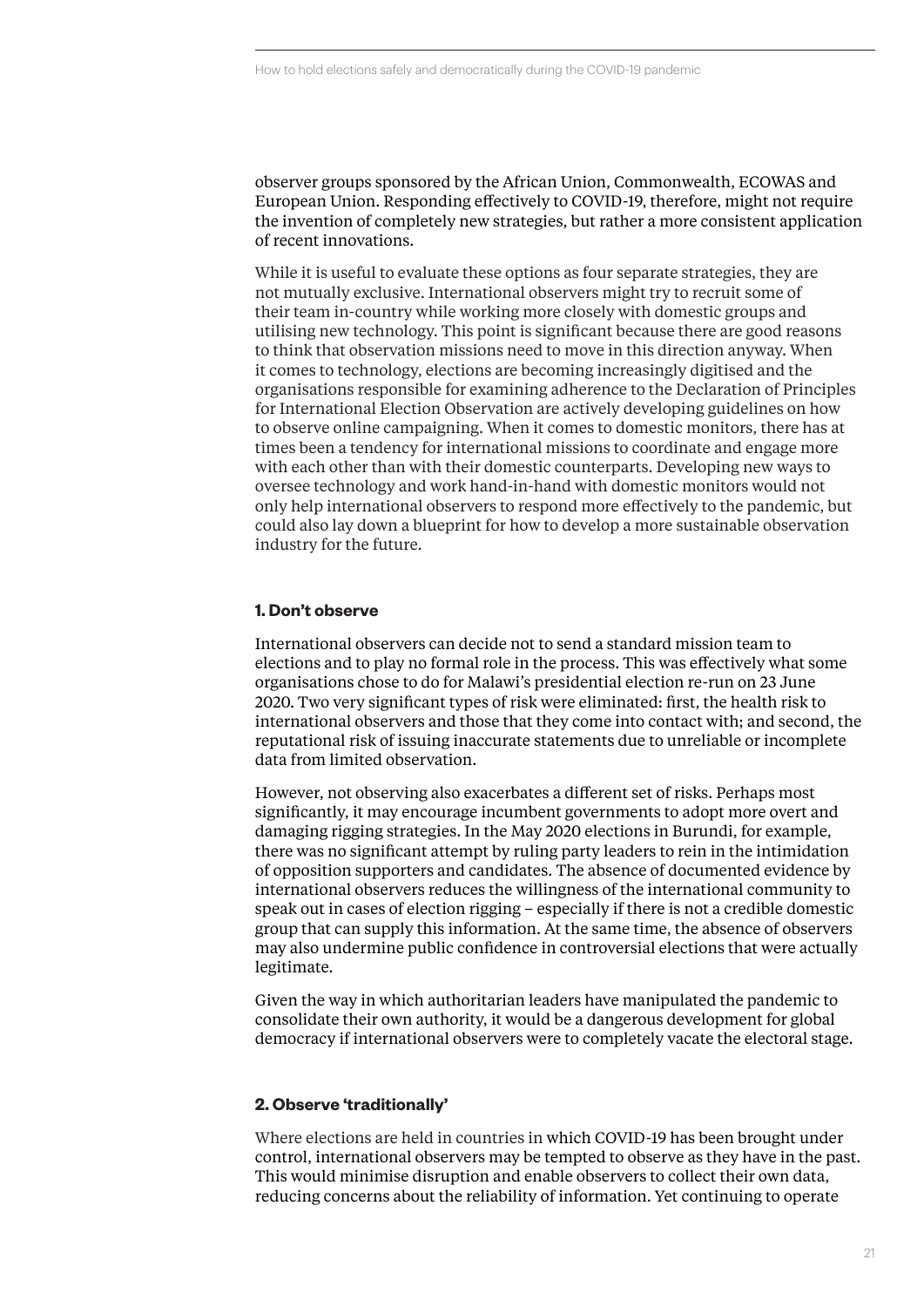observer groups sponsored by the African Union, Commonwealth, ECOWAS and European Union. Responding effectively to COVID-19, therefore, might not require the invention of completely new strategies, but rather a more consistent application of recent innovations.

While it is useful to evaluate these options as four separate strategies, they are not mutually exclusive. International observers might try to recruit some of their team in-country while working more closely with domestic groups and utilising new technology. This point is significant because there are good reasons to think that observation missions need to move in this direction anyway. When it comes to technology, elections are becoming increasingly digitised and the organisations responsible for examining adherence to the Declaration of Principles for International Election Observation are actively developing guidelines on how to observe online campaigning. When it comes to domestic monitors, there has at times been a tendency for international missions to coordinate and engage more with each other than with their domestic counterparts. Developing new ways to oversee technology and work hand-in-hand with domestic monitors would not only help international observers to respond more effectively to the pandemic, but could also lay down a blueprint for how to develop a more sustainable observation industry for the future.

### 1. Don't observe

International observers can decide not to send a standard mission team to elections and to play no formal role in the process. This was effectively what some organisations chose to do for Malawi's presidential election re-run on 23 June 2020. Two very significant types of risk were eliminated: first, the health risk to international observers and those that they come into contact with; and second, the reputational risk of issuing inaccurate statements due to unreliable or incomplete data from limited observation.

However, not observing also exacerbates a different set of risks. Perhaps most significantly, it may encourage incumbent governments to adopt more overt and damaging rigging strategies. In the May 2020 elections in Burundi, for example, there was no significant attempt by ruling party leaders to rein in the intimidation of opposition supporters and candidates. The absence of documented evidence by international observers reduces the willingness of the international community to speak out in cases of election rigging – especially if there is not a credible domestic group that can supply this information. At the same time, the absence of observers may also undermine public confidence in controversial elections that were actually legitimate.

Given the way in which authoritarian leaders have manipulated the pandemic to consolidate their own authority, it would be a dangerous development for global democracy if international observers were to completely vacate the electoral stage.

### 2. Observe 'traditionally'

Where elections are held in countries in which COVID-19 has been brought under control, international observers may be tempted to observe as they have in the past. This would minimise disruption and enable observers to collect their own data, reducing concerns about the reliability of information. Yet continuing to operate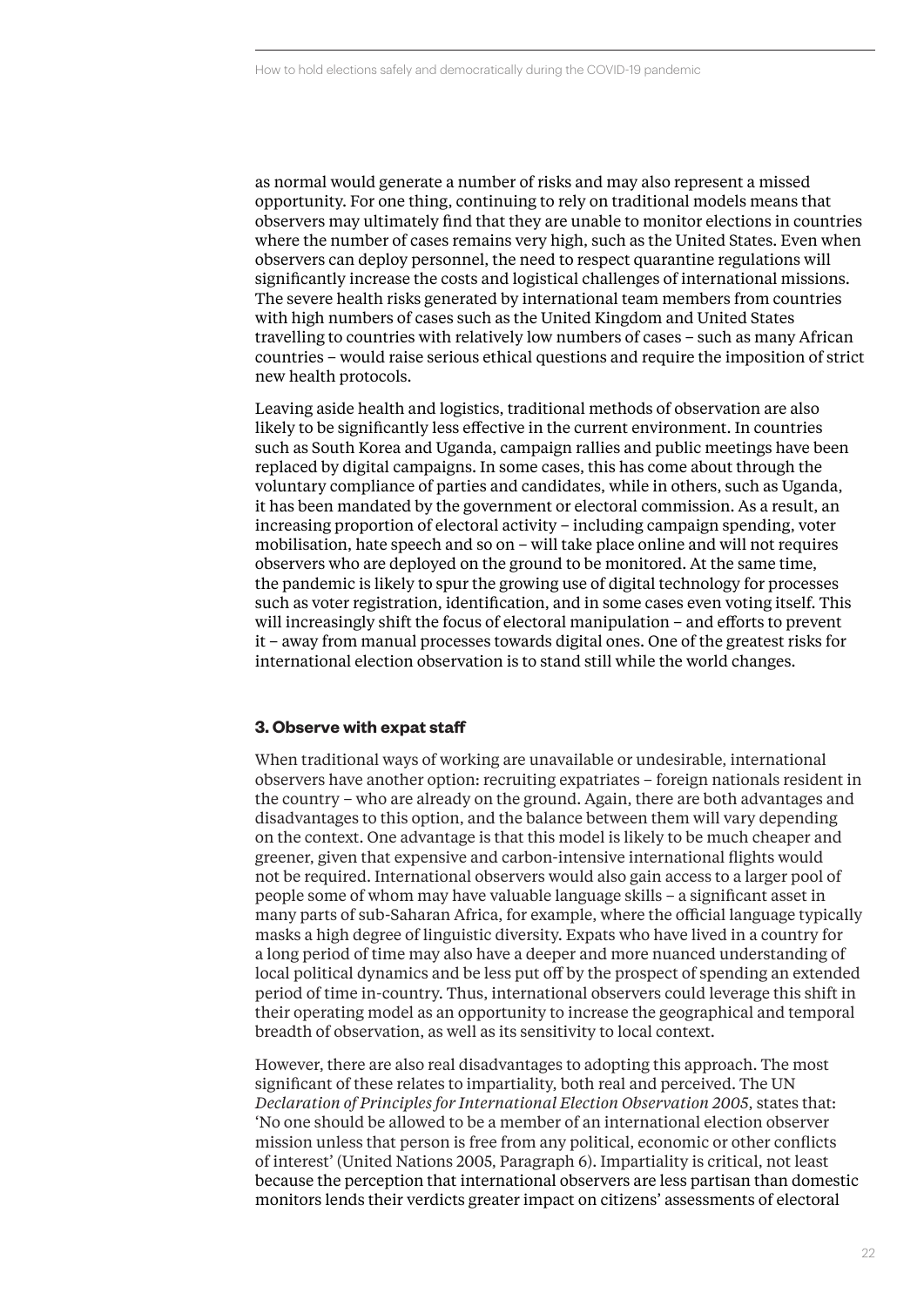as normal would generate a number of risks and may also represent a missed opportunity. For one thing, continuing to rely on traditional models means that observers may ultimately find that they are unable to monitor elections in countries where the number of cases remains very high, such as the United States. Even when observers can deploy personnel, the need to respect quarantine regulations will significantly increase the costs and logistical challenges of international missions. The severe health risks generated by international team members from countries with high numbers of cases such as the United Kingdom and United States travelling to countries with relatively low numbers of cases – such as many African countries – would raise serious ethical questions and require the imposition of strict new health protocols.

Leaving aside health and logistics, traditional methods of observation are also likely to be significantly less effective in the current environment. In countries such as South Korea and Uganda, campaign rallies and public meetings have been replaced by digital campaigns. In some cases, this has come about through the voluntary compliance of parties and candidates, while in others, such as Uganda, it has been mandated by the government or electoral commission. As a result, an increasing proportion of electoral activity – including campaign spending, voter mobilisation, hate speech and so on – will take place online and will not requires observers who are deployed on the ground to be monitored. At the same time, the pandemic is likely to spur the growing use of digital technology for processes such as voter registration, identification, and in some cases even voting itself. This will increasingly shift the focus of electoral manipulation – and efforts to prevent it – away from manual processes towards digital ones. One of the greatest risks for international election observation is to stand still while the world changes.

### 3. Observe with expat staff

When traditional ways of working are unavailable or undesirable, international observers have another option: recruiting expatriates – foreign nationals resident in the country – who are already on the ground. Again, there are both advantages and disadvantages to this option, and the balance between them will vary depending on the context. One advantage is that this model is likely to be much cheaper and greener, given that expensive and carbon-intensive international flights would not be required. International observers would also gain access to a larger pool of people some of whom may have valuable language skills – a significant asset in many parts of sub-Saharan Africa, for example, where the official language typically masks a high degree of linguistic diversity. Expats who have lived in a country for a long period of time may also have a deeper and more nuanced understanding of local political dynamics and be less put off by the prospect of spending an extended period of time in-country. Thus, international observers could leverage this shift in their operating model as an opportunity to increase the geographical and temporal breadth of observation, as well as its sensitivity to local context.

However, there are also real disadvantages to adopting this approach. The most significant of these relates to impartiality, both real and perceived. The UN *Declaration of Principles for International Election Observation 2005*, states that: 'No one should be allowed to be a member of an international election observer mission unless that person is free from any political, economic or other conflicts of interest' (United Nations 2005, Paragraph 6). Impartiality is critical, not least because the perception that international observers are less partisan than domestic monitors lends their verdicts greater impact on citizens' assessments of electoral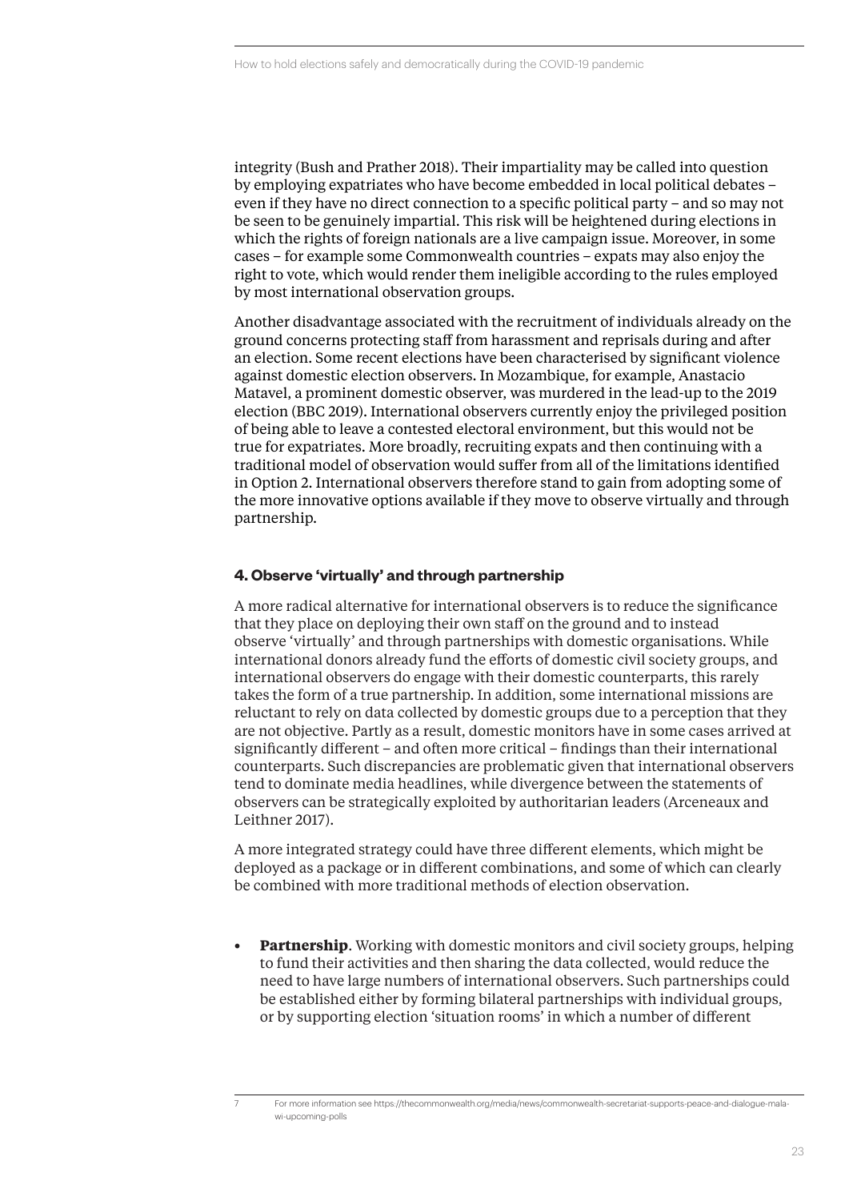integrity (Bush and Prather 2018). Their impartiality may be called into question by employing expatriates who have become embedded in local political debates – even if they have no direct connection to a specific political party – and so may not be seen to be genuinely impartial. This risk will be heightened during elections in which the rights of foreign nationals are a live campaign issue. Moreover, in some cases – for example some Commonwealth countries – expats may also enjoy the right to vote, which would render them ineligible according to the rules employed by most international observation groups.

Another disadvantage associated with the recruitment of individuals already on the ground concerns protecting staff from harassment and reprisals during and after an election. Some recent elections have been characterised by significant violence against domestic election observers. In Mozambique, for example, Anastacio Matavel, a prominent domestic observer, was murdered in the lead-up to the 2019 election (BBC 2019). International observers currently enjoy the privileged position of being able to leave a contested electoral environment, but this would not be true for expatriates. More broadly, recruiting expats and then continuing with a traditional model of observation would suffer from all of the limitations identified in Option 2. International observers therefore stand to gain from adopting some of the more innovative options available if they move to observe virtually and through partnership.

#### 4. Observe 'virtually' and through partnership

A more radical alternative for international observers is to reduce the significance that they place on deploying their own staff on the ground and to instead observe 'virtually' and through partnerships with domestic organisations. While international donors already fund the efforts of domestic civil society groups, and international observers do engage with their domestic counterparts, this rarely takes the form of a true partnership. In addition, some international missions are reluctant to rely on data collected by domestic groups due to a perception that they are not objective. Partly as a result, domestic monitors have in some cases arrived at significantly different – and often more critical – findings than their international counterparts. Such discrepancies are problematic given that international observers tend to dominate media headlines, while divergence between the statements of observers can be strategically exploited by authoritarian leaders (Arceneaux and Leithner 2017).

A more integrated strategy could have three different elements, which might be deployed as a package or in different combinations, and some of which can clearly be combined with more traditional methods of election observation.

- **Partnership**. Working with domestic monitors and civil society groups, helping to fund their activities and then sharing the data collected, would reduce the need to have large numbers of international observers. Such partnerships could be established either by forming bilateral partnerships with individual groups, or by supporting election 'situation rooms' in which a number of different

7 For more information see https://thecommonwealth.org/media/news/commonwealth-secretariat-supports-peace-and-dialogue-malawi-upcoming-polls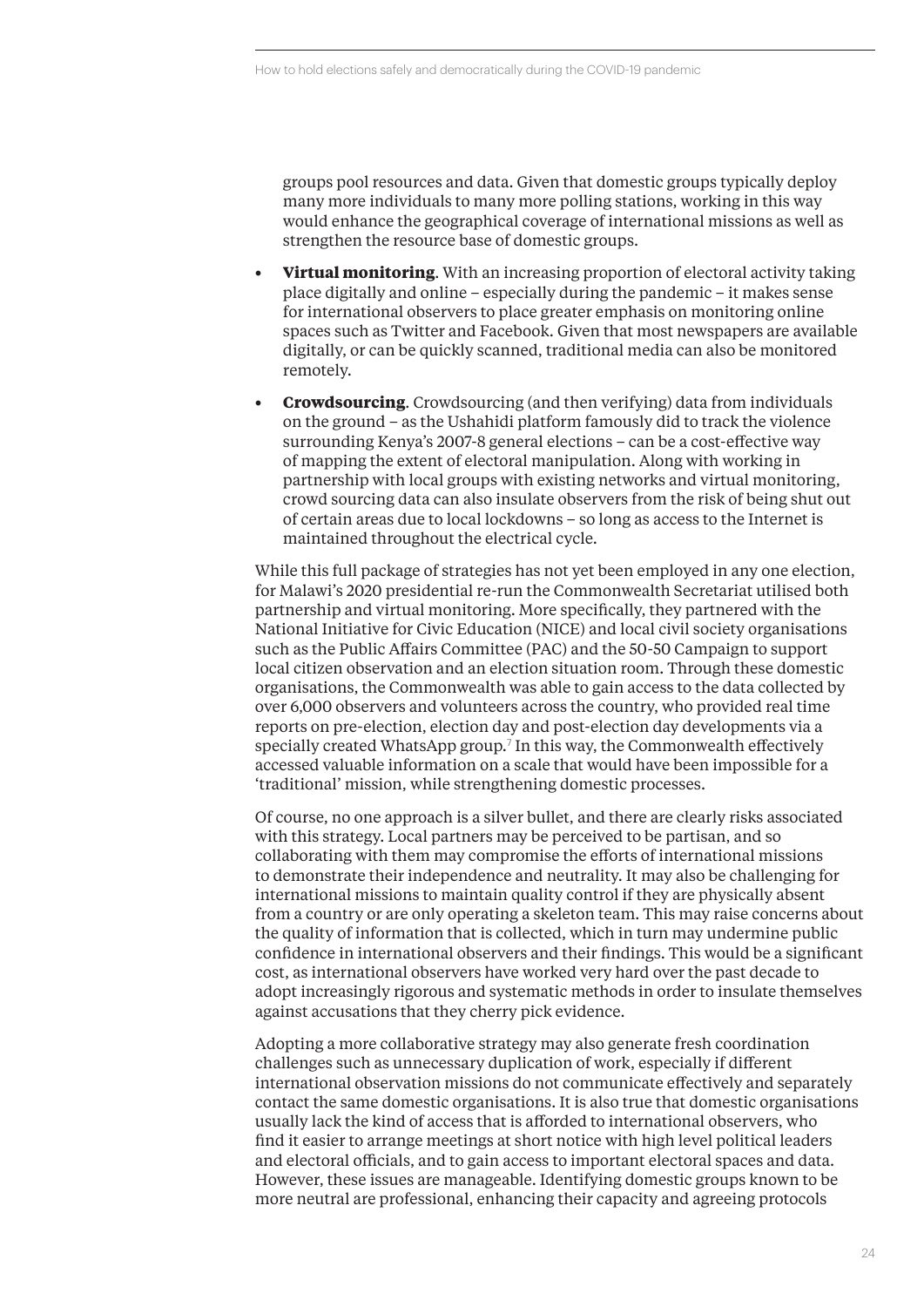groups pool resources and data. Given that domestic groups typically deploy many more individuals to many more polling stations, working in this way would enhance the geographical coverage of international missions as well as strengthen the resource base of domestic groups.

- **Virtual monitoring**. With an increasing proportion of electoral activity taking place digitally and online – especially during the pandemic – it makes sense for international observers to place greater emphasis on monitoring online spaces such as Twitter and Facebook. Given that most newspapers are available digitally, or can be quickly scanned, traditional media can also be monitored remotely.
- **Crowdsourcing**. Crowdsourcing (and then verifying) data from individuals on the ground – as the Ushahidi platform famously did to track the violence surrounding Kenya's 2007-8 general elections – can be a cost-effective way of mapping the extent of electoral manipulation. Along with working in partnership with local groups with existing networks and virtual monitoring, crowd sourcing data can also insulate observers from the risk of being shut out of certain areas due to local lockdowns – so long as access to the Internet is maintained throughout the electrical cycle.

While this full package of strategies has not yet been employed in any one election, for Malawi's 2020 presidential re-run the Commonwealth Secretariat utilised both partnership and virtual monitoring. More specifically, they partnered with the National Initiative for Civic Education (NICE) and local civil society organisations such as the Public Affairs Committee (PAC) and the 50-50 Campaign to support local citizen observation and an election situation room. Through these domestic organisations, the Commonwealth was able to gain access to the data collected by over 6,000 observers and volunteers across the country, who provided real time reports on pre-election, election day and post-election day developments via a specially created WhatsApp group.[7] In this way, the Commonwealth effectively accessed valuable information on a scale that would have been impossible for a 'traditional' mission, while strengthening domestic processes.

Of course, no one approach is a silver bullet, and there are clearly risks associated with this strategy. Local partners may be perceived to be partisan, and so collaborating with them may compromise the efforts of international missions to demonstrate their independence and neutrality. It may also be challenging for international missions to maintain quality control if they are physically absent from a country or are only operating a skeleton team. This may raise concerns about the quality of information that is collected, which in turn may undermine public confidence in international observers and their findings. This would be a significant cost, as international observers have worked very hard over the past decade to adopt increasingly rigorous and systematic methods in order to insulate themselves against accusations that they cherry pick evidence.

Adopting a more collaborative strategy may also generate fresh coordination challenges such as unnecessary duplication of work, especially if different international observation missions do not communicate effectively and separately contact the same domestic organisations. It is also true that domestic organisations usually lack the kind of access that is afforded to international observers, who find it easier to arrange meetings at short notice with high level political leaders and electoral officials, and to gain access to important electoral spaces and data. However, these issues are manageable. Identifying domestic groups known to be more neutral are professional, enhancing their capacity and agreeing protocols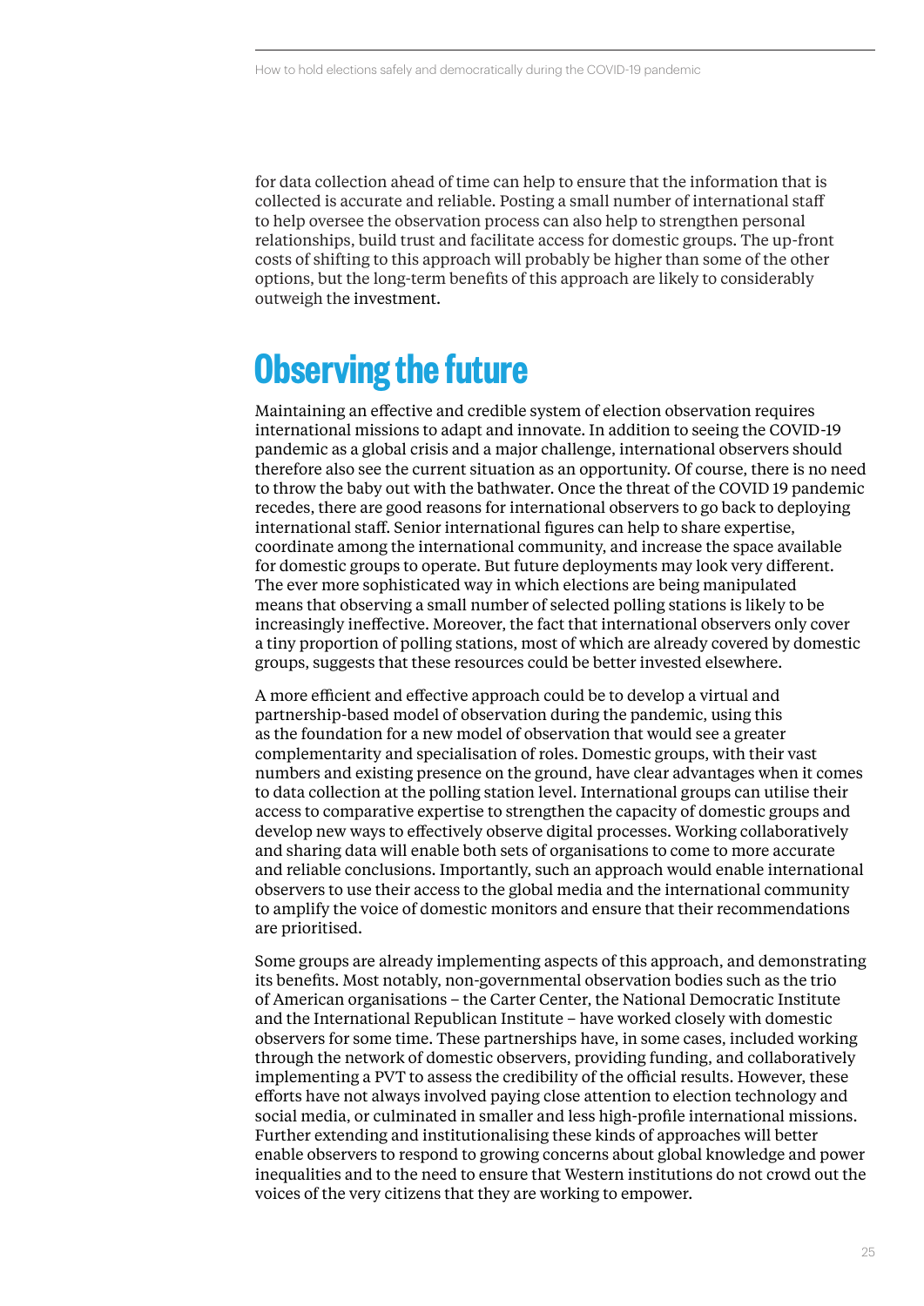for data collection ahead of time can help to ensure that the information that is collected is accurate and reliable. Posting a small number of international staff to help oversee the observation process can also help to strengthen personal relationships, build trust and facilitate access for domestic groups. The up-front costs of shifting to this approach will probably be higher than some of the other options, but the long-term benefits of this approach are likely to considerably outweigh the investment.

## Observing the future

Maintaining an effective and credible system of election observation requires international missions to adapt and innovate. In addition to seeing the COVID-19 pandemic as a global crisis and a major challenge, international observers should therefore also see the current situation as an opportunity. Of course, there is no need to throw the baby out with the bathwater. Once the threat of the COVID 19 pandemic recedes, there are good reasons for international observers to go back to deploying international staff. Senior international figures can help to share expertise, coordinate among the international community, and increase the space available for domestic groups to operate. But future deployments may look very different. The ever more sophisticated way in which elections are being manipulated means that observing a small number of selected polling stations is likely to be increasingly ineffective. Moreover, the fact that international observers only cover a tiny proportion of polling stations, most of which are already covered by domestic groups, suggests that these resources could be better invested elsewhere.

A more efficient and effective approach could be to develop a virtual and partnership-based model of observation during the pandemic, using this as the foundation for a new model of observation that would see a greater complementarity and specialisation of roles. Domestic groups, with their vast numbers and existing presence on the ground, have clear advantages when it comes to data collection at the polling station level. International groups can utilise their access to comparative expertise to strengthen the capacity of domestic groups and develop new ways to effectively observe digital processes. Working collaboratively and sharing data will enable both sets of organisations to come to more accurate and reliable conclusions. Importantly, such an approach would enable international observers to use their access to the global media and the international community to amplify the voice of domestic monitors and ensure that their recommendations are prioritised.

Some groups are already implementing aspects of this approach, and demonstrating its benefits. Most notably, non-governmental observation bodies such as the trio of American organisations – the Carter Center, the National Democratic Institute and the International Republican Institute – have worked closely with domestic observers for some time. These partnerships have, in some cases, included working through the network of domestic observers, providing funding, and collaboratively implementing a PVT to assess the credibility of the official results. However, these efforts have not always involved paying close attention to election technology and social media, or culminated in smaller and less high-profile international missions. Further extending and institutionalising these kinds of approaches will better enable observers to respond to growing concerns about global knowledge and power inequalities and to the need to ensure that Western institutions do not crowd out the voices of the very citizens that they are working to empower.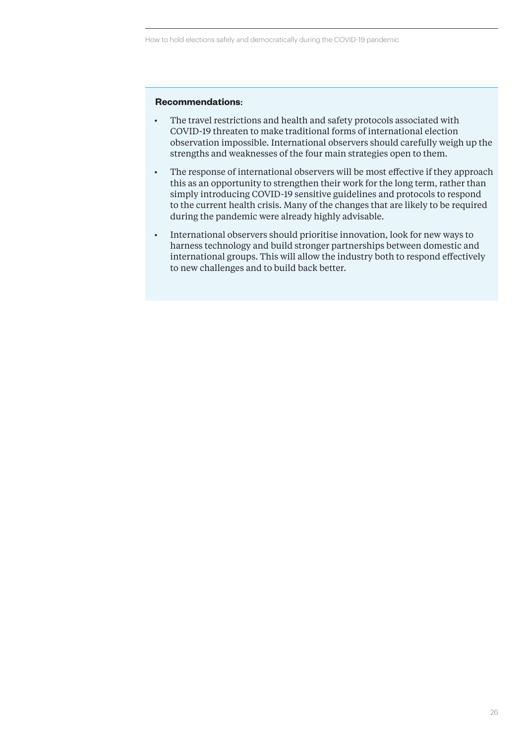**Recommendations**:

- The travel restrictions and health and safety protocols associated with COVID-19 threaten to make traditional forms of international election observation impossible. International observers should carefully weigh up the strengths and weaknesses of the four main strategies open to them.
- The response of international observers will be most effective if they approach this as an opportunity to strengthen their work for the long term, rather than simply introducing COVID-19 sensitive guidelines and protocols to respond to the current health crisis. Many of the changes that are likely to be required during the pandemic were already highly advisable.
- International observers should prioritise innovation, look for new ways to harness technology and build stronger partnerships between domestic and international groups. This will allow the industry both to respond effectively to new challenges and to build back better.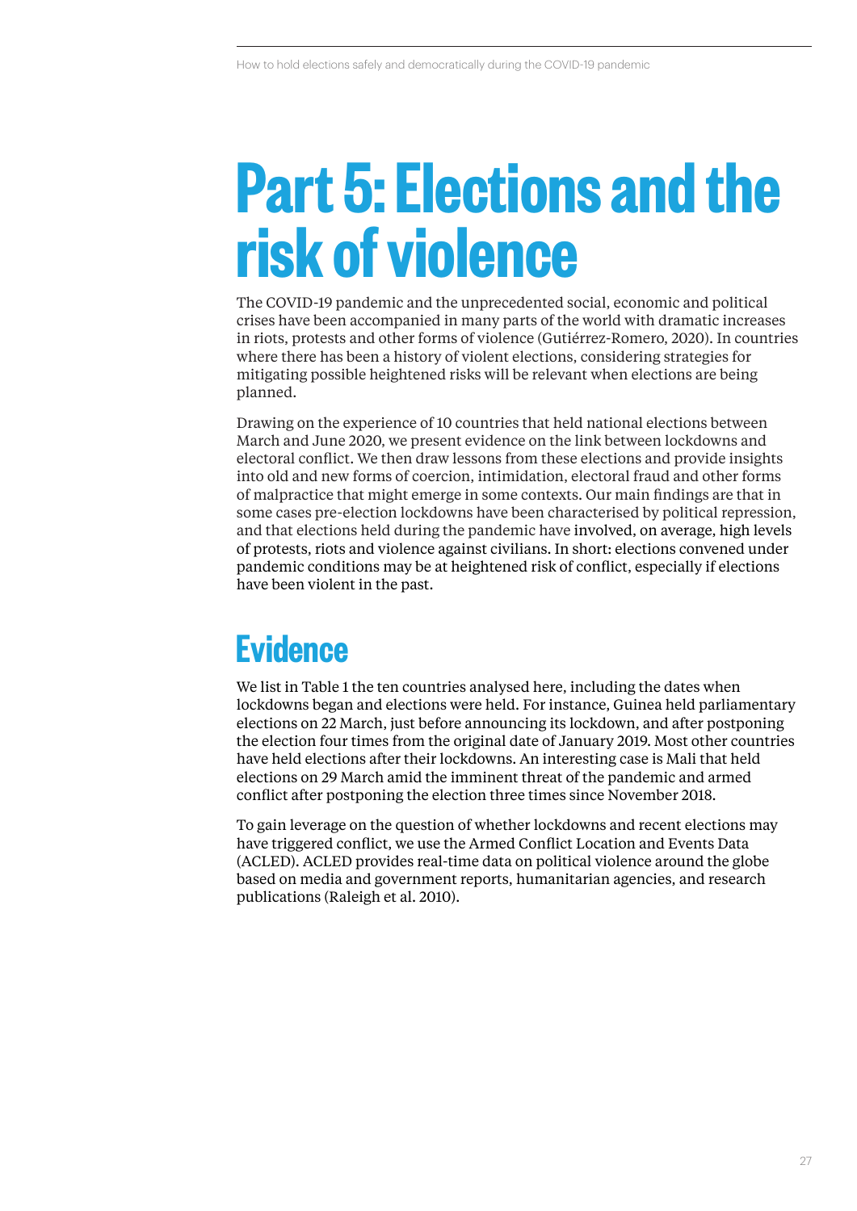# Part 5: Elections and the risk of violence

The COVID-19 pandemic and the unprecedented social, economic and political crises have been accompanied in many parts of the world with dramatic increases in riots, protests and other forms of violence (Gutiérrez-Romero, 2020). In countries where there has been a history of violent elections, considering strategies for mitigating possible heightened risks will be relevant when elections are being planned.

Drawing on the experience of 10 countries that held national elections between March and June 2020, we present evidence on the link between lockdowns and electoral conflict. We then draw lessons from these elections and provide insights into old and new forms of coercion, intimidation, electoral fraud and other forms of malpractice that might emerge in some contexts. Our main findings are that in some cases pre-election lockdowns have been characterised by political repression, and that elections held during the pandemic have involved, on average, high levels of protests, riots and violence against civilians. In short: elections convened under pandemic conditions may be at heightened risk of conflict, especially if elections have been violent in the past.

## Evidence

We list in Table 1 the ten countries analysed here, including the dates when lockdowns began and elections were held. For instance, Guinea held parliamentary elections on 22 March, just before announcing its lockdown, and after postponing the election four times from the original date of January 2019. Most other countries have held elections after their lockdowns. An interesting case is Mali that held elections on 29 March amid the imminent threat of the pandemic and armed conflict after postponing the election three times since November 2018.

To gain leverage on the question of whether lockdowns and recent elections may have triggered conflict, we use the Armed Conflict Location and Events Data (ACLED). ACLED provides real-time data on political violence around the globe based on media and government reports, humanitarian agencies, and research publications (Raleigh et al. 2010).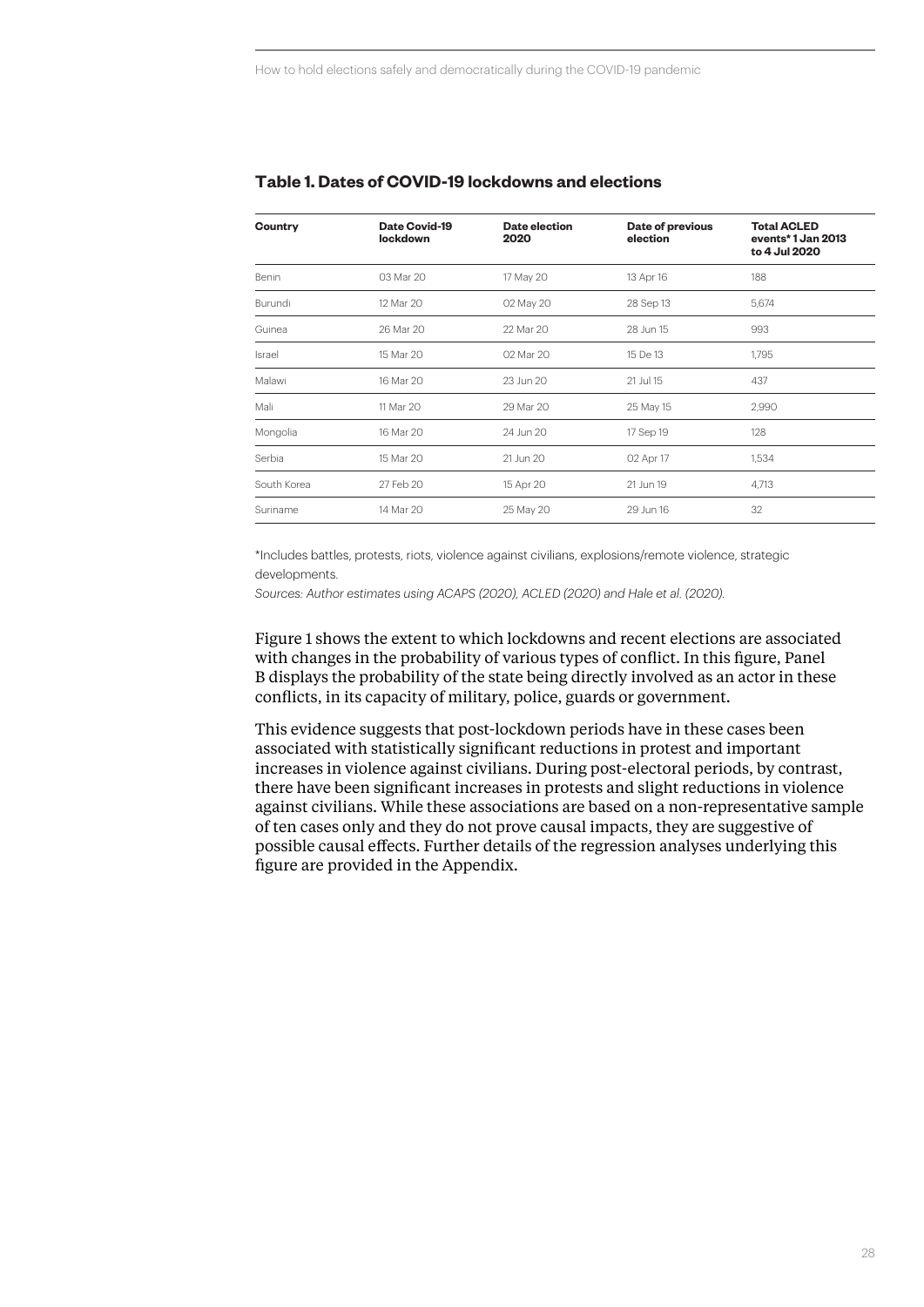**Table 1. Dates of COVID-19 lockdowns and elections**

| Country | Date Covid-19 lockdown | Date election 2020 | Date of previous election | Total ACLED events* 1 Jan 2013 to 4 Jul 2020 |
|---|---|---|---|---|
| Benin | 03 Mar 20 | 17 May 20 | 13 Apr 16 | 188 |
| Burundi | 12 Mar 20 | 02 May 20 | 28 Sep 13 | 5,674 |
| Guinea | 26 Mar 20 | 22 Mar 20 | 28 Jun 15 | 993 |
| Israel | 15 Mar 20 | 02 Mar 20 | 15 De 13 | 1,795 |
| Malawi | 16 Mar 20 | 23 Jun 20 | 21 Jul 15 | 437 |
| Mali | 11 Mar 20 | 29 Mar 20 | 25 May 15 | 2,990 |
| Mongolia | 16 Mar 20 | 24 Jun 20 | 17 Sep 19 | 128 |
| Serbia | 15 Mar 20 | 21 Jun 20 | 02 Apr 17 | 1,534 |
| South Korea | 27 Feb 20 | 15 Apr 20 | 21 Jun 19 | 4,713 |
| Suriname | 14 Mar 20 | 25 May 20 | 29 Jun 16 | 32 |

*Includes battles, protests, riots, violence against civilians, explosions/remote violence, strategic developments.

*Sources: Author estimates using ACAPS (2020), ACLED (2020) and Hale et al. (2020).*

Figure 1 shows the extent to which lockdowns and recent elections are associated with changes in the probability of various types of conflict. In this figure, Panel B displays the probability of the state being directly involved as an actor in these conflicts, in its capacity of military, police, guards or government.

This evidence suggests that post-lockdown periods have in these cases been associated with statistically significant reductions in protest and important increases in violence against civilians. During post-electoral periods, by contrast, there have been significant increases in protests and slight reductions in violence against civilians. While these associations are based on a non-representative sample of ten cases only and they do not prove causal impacts, they are suggestive of possible causal effects. Further details of the regression analyses underlying this figure are provided in the Appendix.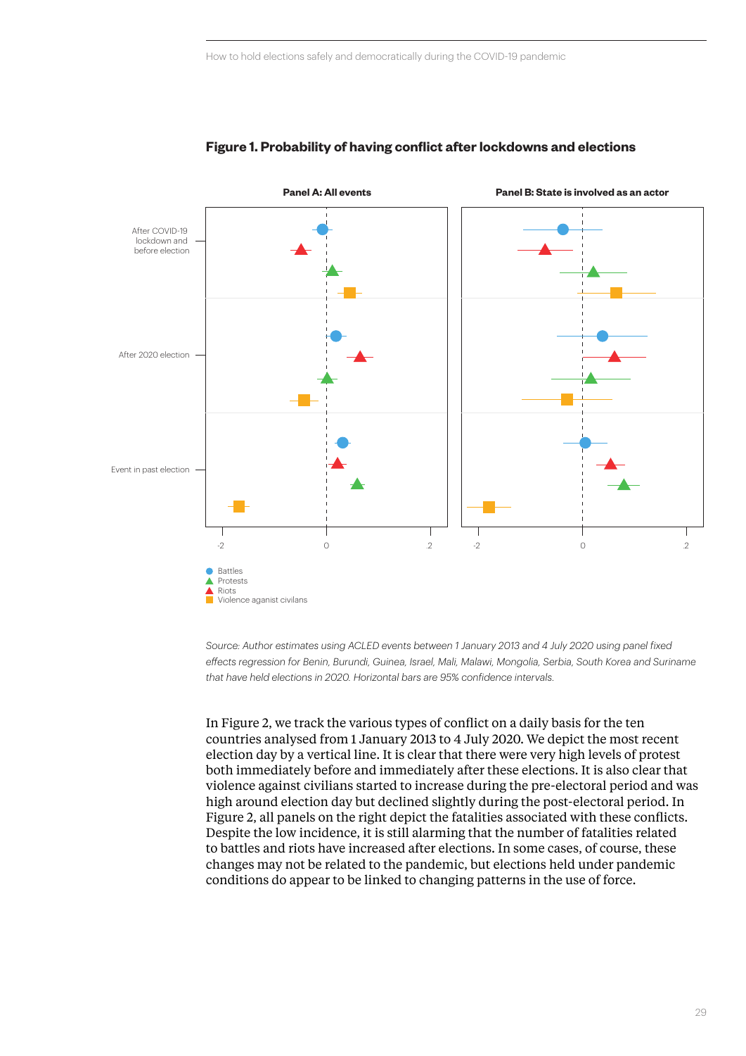**Figure 1. Probability of having conflict after lockdowns and elections**

Panel A: All events

Panel B: State is involved as an actor

After COVID-19 lockdown and before election

After 2020 election

Event in past election

-2 0 2

Battles
Protests
Riots
Violence aganist civilans

*Source: Author estimates using ACLED events between 1 January 2013 and 4 July 2020 using panel fixed effects regression for Benin, Burundi, Guinea, Israel, Mali, Malawi, Mongolia, Serbia, South Korea and Suriname that have held elections in 2020. Horizontal bars are 95% confidence intervals.*

In Figure 2, we track the various types of conflict on a daily basis for the ten countries analysed from 1 January 2013 to 4 July 2020. We depict the most recent election day by a vertical line. It is clear that there were very high levels of protest both immediately before and immediately after these elections. It is also clear that violence against civilians started to increase during the pre-electoral period and was high around election day but declined slightly during the post-electoral period. In Figure 2, all panels on the right depict the fatalities associated with these conflicts. Despite the low incidence, it is still alarming that the number of fatalities related to battles and riots have increased after elections. In some cases, of course, these changes may not be related to the pandemic, but elections held under pandemic conditions do appear to be linked to changing patterns in the use of force.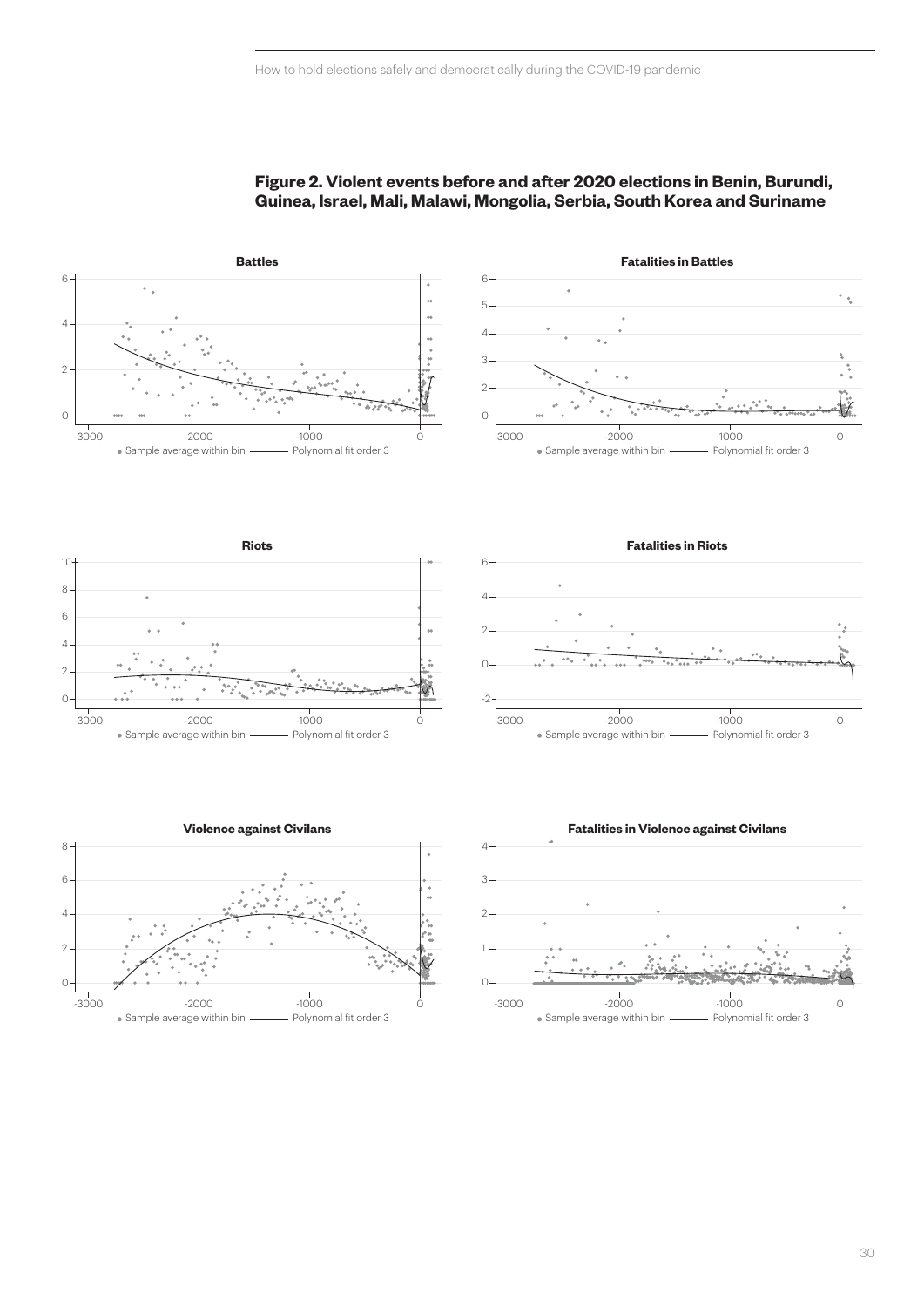**Figure 2. Violent events before and after 2020 elections in Benin, Burundi, Guinea, Israel, Mali, Malawi, Mongolia, Serbia, South Korea and Suriname**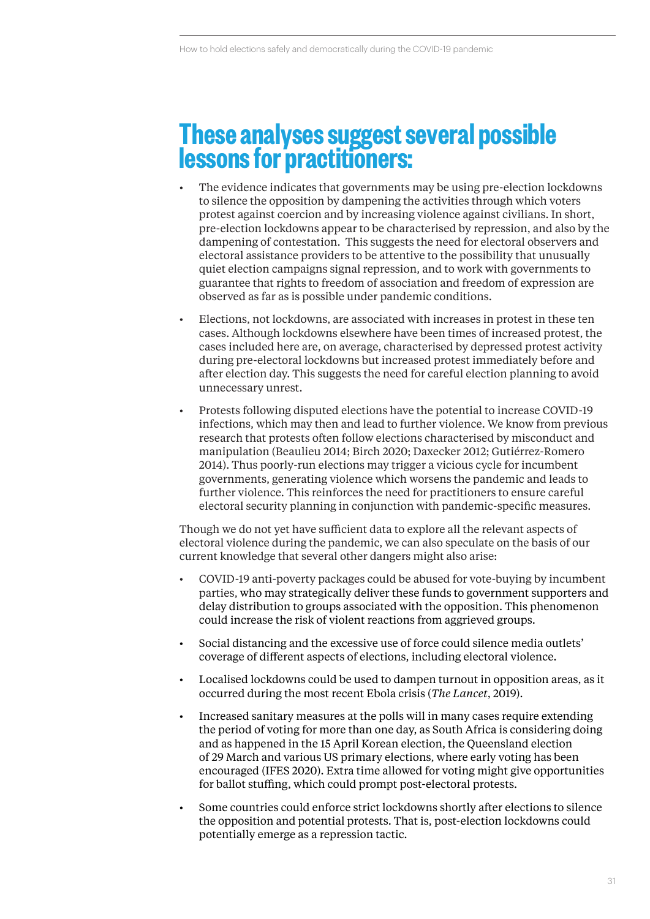# These analyses suggest several possible lessons for practitioners:

- The evidence indicates that governments may be using pre-election lockdowns to silence the opposition by dampening the activities through which voters protest against coercion and by increasing violence against civilians. In short, pre-election lockdowns appear to be characterised by repression, and also by the dampening of contestation. This suggests the need for electoral observers and electoral assistance providers to be attentive to the possibility that unusually quiet election campaigns signal repression, and to work with governments to guarantee that rights to freedom of association and freedom of expression are observed as far as is possible under pandemic conditions.
- Elections, not lockdowns, are associated with increases in protest in these ten cases. Although lockdowns elsewhere have been times of increased protest, the cases included here are, on average, characterised by depressed protest activity during pre-electoral lockdowns but increased protest immediately before and after election day. This suggests the need for careful election planning to avoid unnecessary unrest.
- Protests following disputed elections have the potential to increase COVID-19 infections, which may then and lead to further violence. We know from previous research that protests often follow elections characterised by misconduct and manipulation (Beaulieu 2014; Birch 2020; Daxecker 2012; Gutiérrez-Romero 2014). Thus poorly-run elections may trigger a vicious cycle for incumbent governments, generating violence which worsens the pandemic and leads to further violence. This reinforces the need for practitioners to ensure careful electoral security planning in conjunction with pandemic-specific measures.

Though we do not yet have sufficient data to explore all the relevant aspects of electoral violence during the pandemic, we can also speculate on the basis of our current knowledge that several other dangers might also arise:

- COVID-19 anti-poverty packages could be abused for vote-buying by incumbent parties, who may strategically deliver these funds to government supporters and delay distribution to groups associated with the opposition. This phenomenon could increase the risk of violent reactions from aggrieved groups.
- Social distancing and the excessive use of force could silence media outlets' coverage of different aspects of elections, including electoral violence.
- Localised lockdowns could be used to dampen turnout in opposition areas, as it occurred during the most recent Ebola crisis (*The Lancet*, 2019).
- Increased sanitary measures at the polls will in many cases require extending the period of voting for more than one day, as South Africa is considering doing and as happened in the 15 April Korean election, the Queensland election of 29 March and various US primary elections, where early voting has been encouraged (IFES 2020). Extra time allowed for voting might give opportunities for ballot stuffing, which could prompt post-electoral protests.
- Some countries could enforce strict lockdowns shortly after elections to silence the opposition and potential protests. That is, post-election lockdowns could potentially emerge as a repression tactic.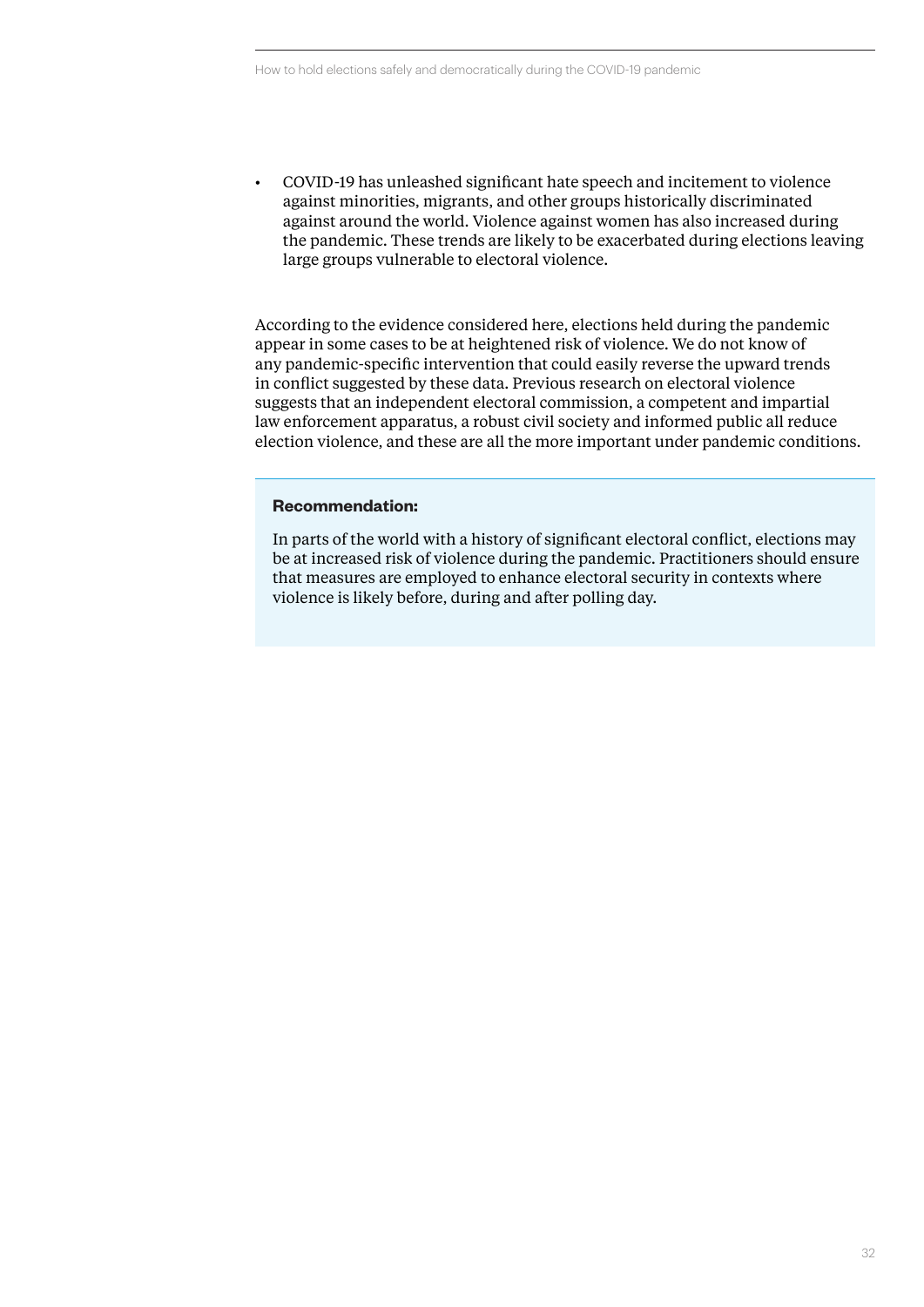- COVID-19 has unleashed significant hate speech and incitement to violence against minorities, migrants, and other groups historically discriminated against around the world. Violence against women has also increased during the pandemic. These trends are likely to be exacerbated during elections leaving large groups vulnerable to electoral violence.

According to the evidence considered here, elections held during the pandemic appear in some cases to be at heightened risk of violence. We do not know of any pandemic-specific intervention that could easily reverse the upward trends in conflict suggested by these data. Previous research on electoral violence suggests that an independent electoral commission, a competent and impartial law enforcement apparatus, a robust civil society and informed public all reduce election violence, and these are all the more important under pandemic conditions.

**Recommendation:**

In parts of the world with a history of significant electoral conflict, elections may be at increased risk of violence during the pandemic. Practitioners should ensure that measures are employed to enhance electoral security in contexts where violence is likely before, during and after polling day.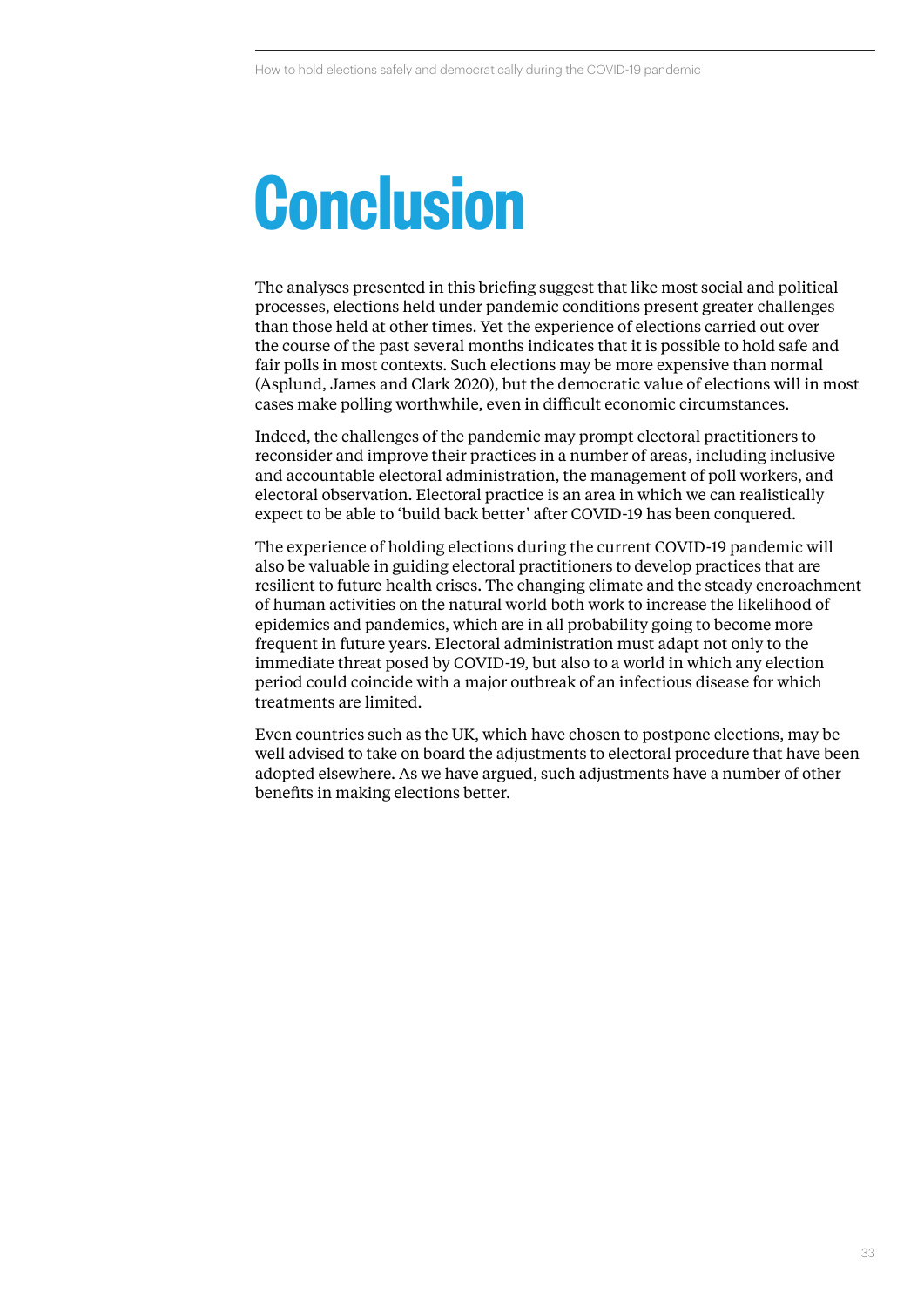# Conclusion

The analyses presented in this briefing suggest that like most social and political processes, elections held under pandemic conditions present greater challenges than those held at other times. Yet the experience of elections carried out over the course of the past several months indicates that it is possible to hold safe and fair polls in most contexts. Such elections may be more expensive than normal (Asplund, James and Clark 2020), but the democratic value of elections will in most cases make polling worthwhile, even in difficult economic circumstances.

Indeed, the challenges of the pandemic may prompt electoral practitioners to reconsider and improve their practices in a number of areas, including inclusive and accountable electoral administration, the management of poll workers, and electoral observation. Electoral practice is an area in which we can realistically expect to be able to 'build back better' after COVID-19 has been conquered.

The experience of holding elections during the current COVID-19 pandemic will also be valuable in guiding electoral practitioners to develop practices that are resilient to future health crises. The changing climate and the steady encroachment of human activities on the natural world both work to increase the likelihood of epidemics and pandemics, which are in all probability going to become more frequent in future years. Electoral administration must adapt not only to the immediate threat posed by COVID-19, but also to a world in which any election period could coincide with a major outbreak of an infectious disease for which treatments are limited.

Even countries such as the UK, which have chosen to postpone elections, may be well advised to take on board the adjustments to electoral procedure that have been adopted elsewhere. As we have argued, such adjustments have a number of other benefits in making elections better.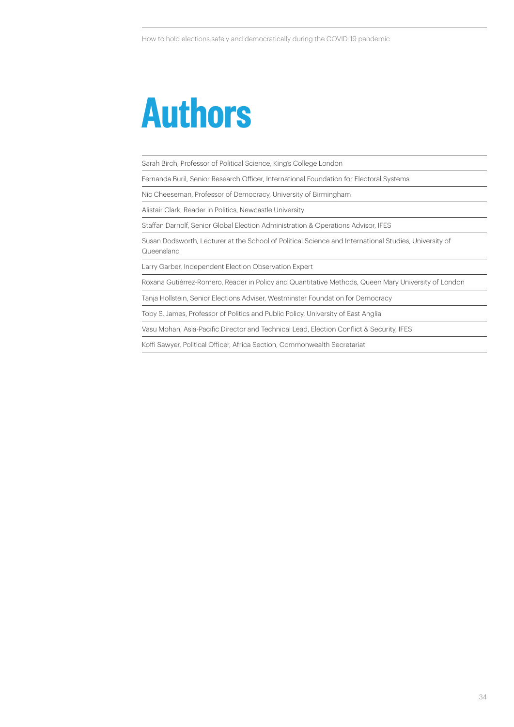# Authors

Sarah Birch, Professor of Political Science, King's College London

Fernanda Buril, Senior Research Officer, International Foundation for Electoral Systems

Nic Cheeseman, Professor of Democracy, University of Birmingham

Alistair Clark, Reader in Politics, Newcastle University

Staffan Darnolf, Senior Global Election Administration & Operations Advisor, IFES

Susan Dodsworth, Lecturer at the School of Political Science and International Studies, University of Queensland

Larry Garber, Independent Election Observation Expert

Roxana Gutiérrez-Romero, Reader in Policy and Quantitative Methods, Queen Mary University of London

Tanja Hollstein, Senior Elections Adviser, Westminster Foundation for Democracy

Toby S. James, Professor of Politics and Public Policy, University of East Anglia

Vasu Mohan, Asia-Pacific Director and Technical Lead, Election Conflict & Security, IFES

Koffi Sawyer, Political Officer, Africa Section, Commonwealth Secretariat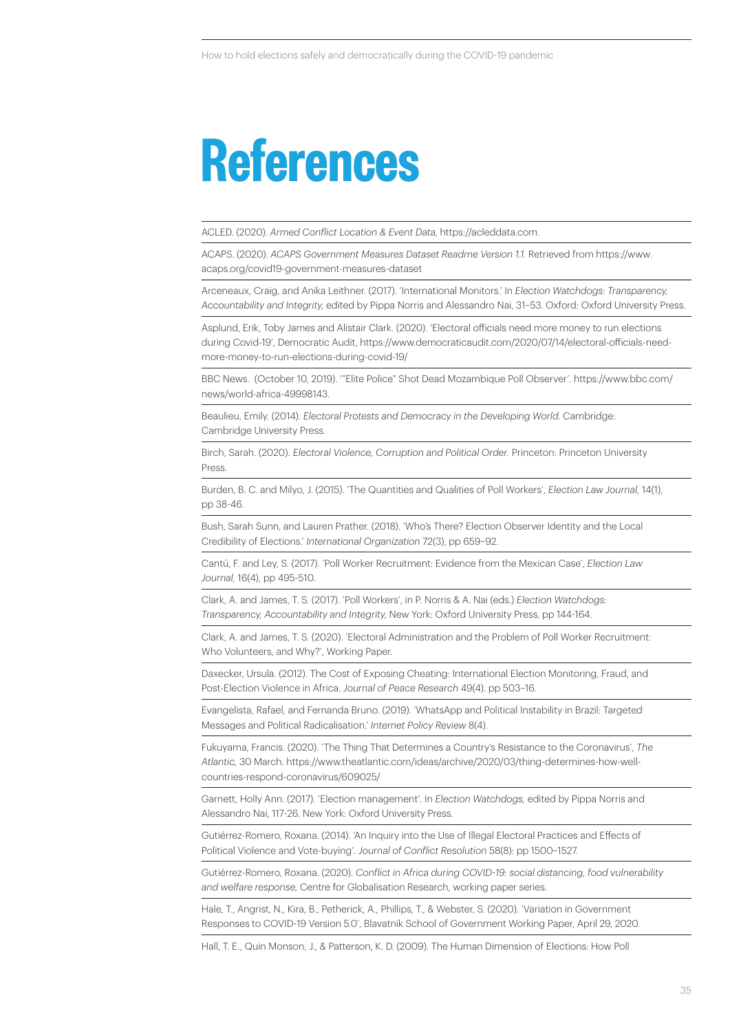# References

ACLED. (2020). *Armed Conflict Location & Event Data*, https://acleddata.com.

ACAPS. (2020). *ACAPS Government Measures Dataset Readme Version 1.1*. Retrieved from https://www.acaps.org/covid19-government-measures-dataset

Arceneaux, Craig, and Anika Leithner. (2017). 'International Monitors.' In *Election Watchdogs: Transparency, Accountability and Integrity*, edited by Pippa Norris and Alessandro Nai, 31–53. Oxford: Oxford University Press.

Asplund, Erik, Toby James and Alistair Clark. (2020). 'Electoral officials need more money to run elections during Covid-19', Democratic Audit, https://www.democraticaudit.com/2020/07/14/electoral-officials-need-more-money-to-run-elections-during-covid-19/

BBC News. (October 10, 2019). '"Elite Police" Shot Dead Mozambique Poll Observer'. https://www.bbc.com/news/world-africa-49998143.

Beaulieu, Emily. (2014). *Electoral Protests and Democracy in the Developing World*. Cambridge: Cambridge University Press.

Birch, Sarah. (2020). *Electoral Violence, Corruption and Political Order*. Princeton: Princeton University Press.

Burden, B. C. and Milyo, J. (2015). 'The Quantities and Qualities of Poll Workers', *Election Law Journal*, 14(1), pp 38-46.

Bush, Sarah Sunn, and Lauren Prather. (2018). 'Who's There? Election Observer Identity and the Local Credibility of Elections.' *International Organization* 72(3), pp 659–92.

Cantú, F. and Ley, S. (2017). 'Poll Worker Recruitment: Evidence from the Mexican Case', *Election Law Journal*, 16(4), pp 495-510.

Clark, A. and James, T. S. (2017). 'Poll Workers', in P. Norris & A. Nai (eds.) *Election Watchdogs: Transparency, Accountability and Integrity*, New York: Oxford University Press, pp 144-164.

Clark, A. and James, T. S. (2020). 'Electoral Administration and the Problem of Poll Worker Recruitment: Who Volunteers, and Why?', Working Paper.

Daxecker, Ursula. (2012). The Cost of Exposing Cheating: International Election Monitoring, Fraud, and Post-Election Violence in Africa. *Journal of Peace Research* 49(4). pp 503–16.

Evangelista, Rafael, and Fernanda Bruno. (2019). 'WhatsApp and Political Instability in Brazil: Targeted Messages and Political Radicalisation.' *Internet Policy Review* 8(4).

Fukuyama, Francis. (2020). 'The Thing That Determines a Country's Resistance to the Coronavirus', *The Atlantic,* 30 March. https://www.theatlantic.com/ideas/archive/2020/03/thing-determines-how-well-countries-respond-coronavirus/609025/

Garnett, Holly Ann. (2017). 'Election management'. In *Election Watchdogs*, edited by Pippa Norris and Alessandro Nai, 117-26. New York: Oxford University Press.

Gutiérrez-Romero, Roxana. (2014). 'An Inquiry into the Use of Illegal Electoral Practices and Effects of Political Violence and Vote-buying'. *Journal of Conflict Resolution* 58(8): pp 1500–1527.

Gutiérrez-Romero, Roxana. (2020). *Conflict in Africa during COVID-19: social distancing, food vulnerability and welfare response,* Centre for Globalisation Research, working paper series.

Hale, T., Angrist, N., Kira, B., Petherick, A., Phillips, T., & Webster, S. (2020). 'Variation in Government Responses to COVID-19 Version 5.0', Blavatnik School of Government Working Paper, April 29, 2020.

Hall, T. E., Quin Monson, J., & Patterson, K. D. (2009). The Human Dimension of Elections: How Poll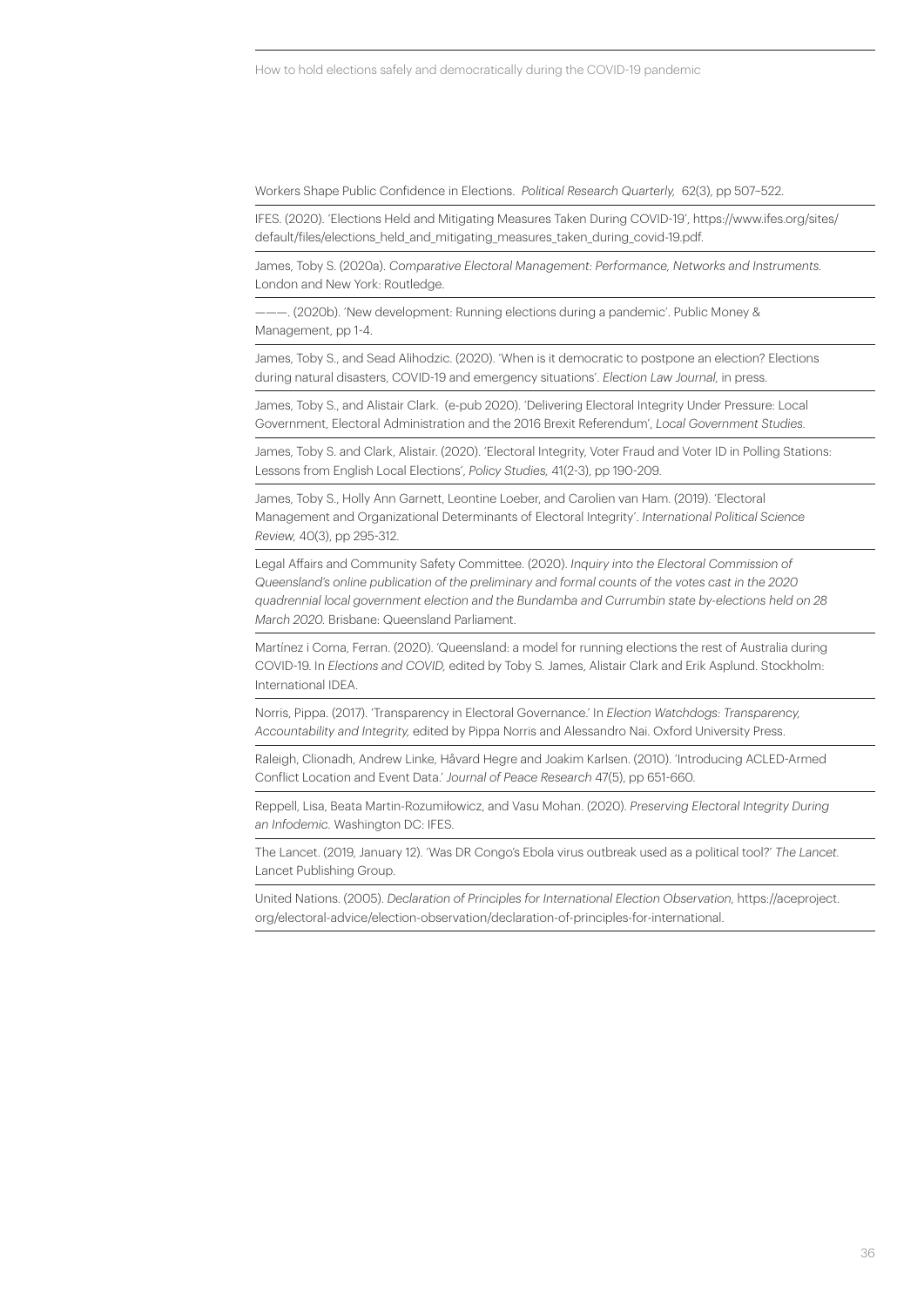Workers Shape Public Confidence in Elections. *Political Research Quarterly,* 62(3), pp 507–522.

IFES. (2020). 'Elections Held and Mitigating Measures Taken During COVID-19', https://www.ifes.org/sites/default/files/elections_held_and_mitigating_measures_taken_during_covid-19.pdf.

James, Toby S. (2020a). *Comparative Electoral Management: Performance, Networks and Instruments.* London and New York: Routledge.

———. (2020b). 'New development: Running elections during a pandemic'. Public Money & Management, pp 1-4.

James, Toby S., and Sead Alihodzic. (2020). 'When is it democratic to postpone an election? Elections during natural disasters, COVID-19 and emergency situations'. *Election Law Journal,* in press.

James, Toby S., and Alistair Clark. (e-pub 2020). 'Delivering Electoral Integrity Under Pressure: Local Government, Electoral Administration and the 2016 Brexit Referendum', *Local Government Studies.*

James, Toby S. and Clark, Alistair. (2020). 'Electoral Integrity, Voter Fraud and Voter ID in Polling Stations: Lessons from English Local Elections', *Policy Studies,* 41(2-3), pp 190-209.

James, Toby S., Holly Ann Garnett, Leontine Loeber, and Carolien van Ham. (2019). 'Electoral Management and Organizational Determinants of Electoral Integrity'. *International Political Science Review,* 40(3), pp 295-312.

Legal Affairs and Community Safety Committee. (2020). *Inquiry into the Electoral Commission of Queensland's online publication of the preliminary and formal counts of the votes cast in the 2020 quadrennial local government election and the Bundamba and Currumbin state by-elections held on 28 March 2020.* Brisbane: Queensland Parliament.

Martínez i Coma, Ferran. (2020). 'Queensland: a model for running elections the rest of Australia during COVID-19. In *Elections and COVID,* edited by Toby S. James, Alistair Clark and Erik Asplund. Stockholm: International IDEA.

Norris, Pippa. (2017). 'Transparency in Electoral Governance.' In *Election Watchdogs: Transparency, Accountability and Integrity,* edited by Pippa Norris and Alessandro Nai. Oxford University Press.

Raleigh, Clionadh, Andrew Linke, Håvard Hegre and Joakim Karlsen. (2010). 'Introducing ACLED-Armed Conflict Location and Event Data.' *Journal of Peace Research* 47(5), pp 651-660.

Reppell, Lisa, Beata Martin-Rozumiłowicz, and Vasu Mohan. (2020). *Preserving Electoral Integrity During an Infodemic.* Washington DC: IFES.

The Lancet. (2019, January 12). 'Was DR Congo's Ebola virus outbreak used as a political tool?' *The Lancet.* Lancet Publishing Group.

United Nations. (2005). *Declaration of Principles for International Election Observation,* https://aceproject.org/electoral-advice/election-observation/declaration-of-principles-for-international.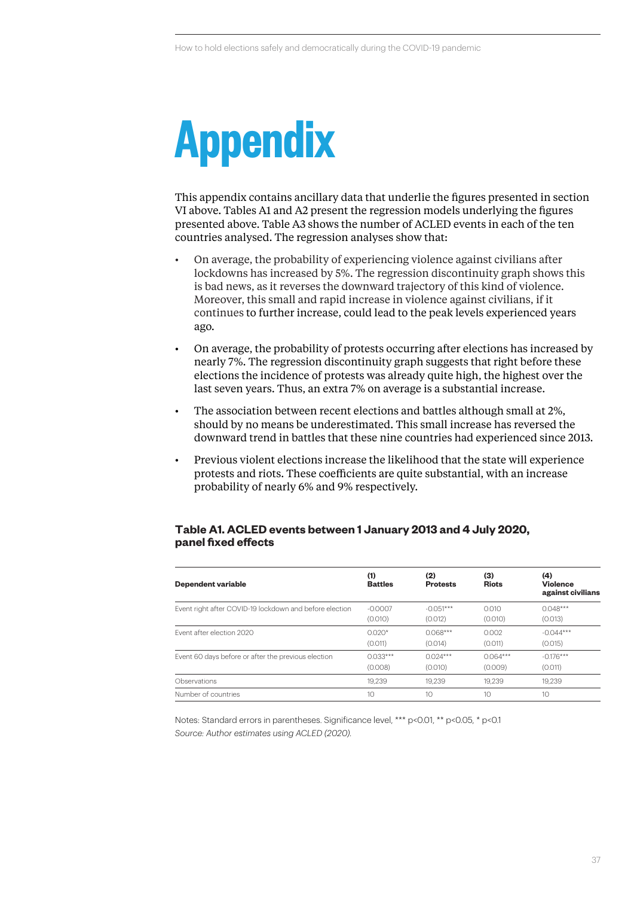# Appendix

This appendix contains ancillary data that underlie the figures presented in section VI above. Tables A1 and A2 present the regression models underlying the figures presented above. Table A3 shows the number of ACLED events in each of the ten countries analysed. The regression analyses show that:

- On average, the probability of experiencing violence against civilians after lockdowns has increased by 5%. The regression discontinuity graph shows this is bad news, as it reverses the downward trajectory of this kind of violence. Moreover, this small and rapid increase in violence against civilians, if it continues to further increase, could lead to the peak levels experienced years ago.
- On average, the probability of protests occurring after elections has increased by nearly 7%. The regression discontinuity graph suggests that right before these elections the incidence of protests was already quite high, the highest over the last seven years. Thus, an extra 7% on average is a substantial increase.
- The association between recent elections and battles although small at 2%, should by no means be underestimated. This small increase has reversed the downward trend in battles that these nine countries had experienced since 2013.
- Previous violent elections increase the likelihood that the state will experience protests and riots. These coefficients are quite substantial, with an increase probability of nearly 6% and 9% respectively.

**Table A1. ACLED events between 1 January 2013 and 4 July 2020, panel fixed effects**

| Dependent variable | (1) Battles | (2) Protests | (3) Riots | (4) Violence against civilians |
|---|---|---|---|---|
| Event right after COVID-19 lockdown and before election | -0.0007<br>(0.010) | -0.051***<br>(0.012) | 0.010<br>(0.010) | 0.048***<br>(0.013) |
| Event after election 2020 | 0.020*<br>(0.011) | 0.068***<br>(0.014) | 0.002<br>(0.011) | -0.044***<br>(0.015) |
| Event 60 days before or after the previous election | 0.033***<br>(0.008) | 0.024***<br>(0.010) | 0.064***<br>(0.009) | -0.176***<br>(0.011) |
| Observations | 19,239 | 19,239 | 19,239 | 19,239 |
| Number of countries | 10 | 10 | 10 | 10 |

Notes: Standard errors in parentheses. Significance level, *** p<0.01, ** p<0.05, * p<0.1

*Source: Author estimates using ACLED (2020).*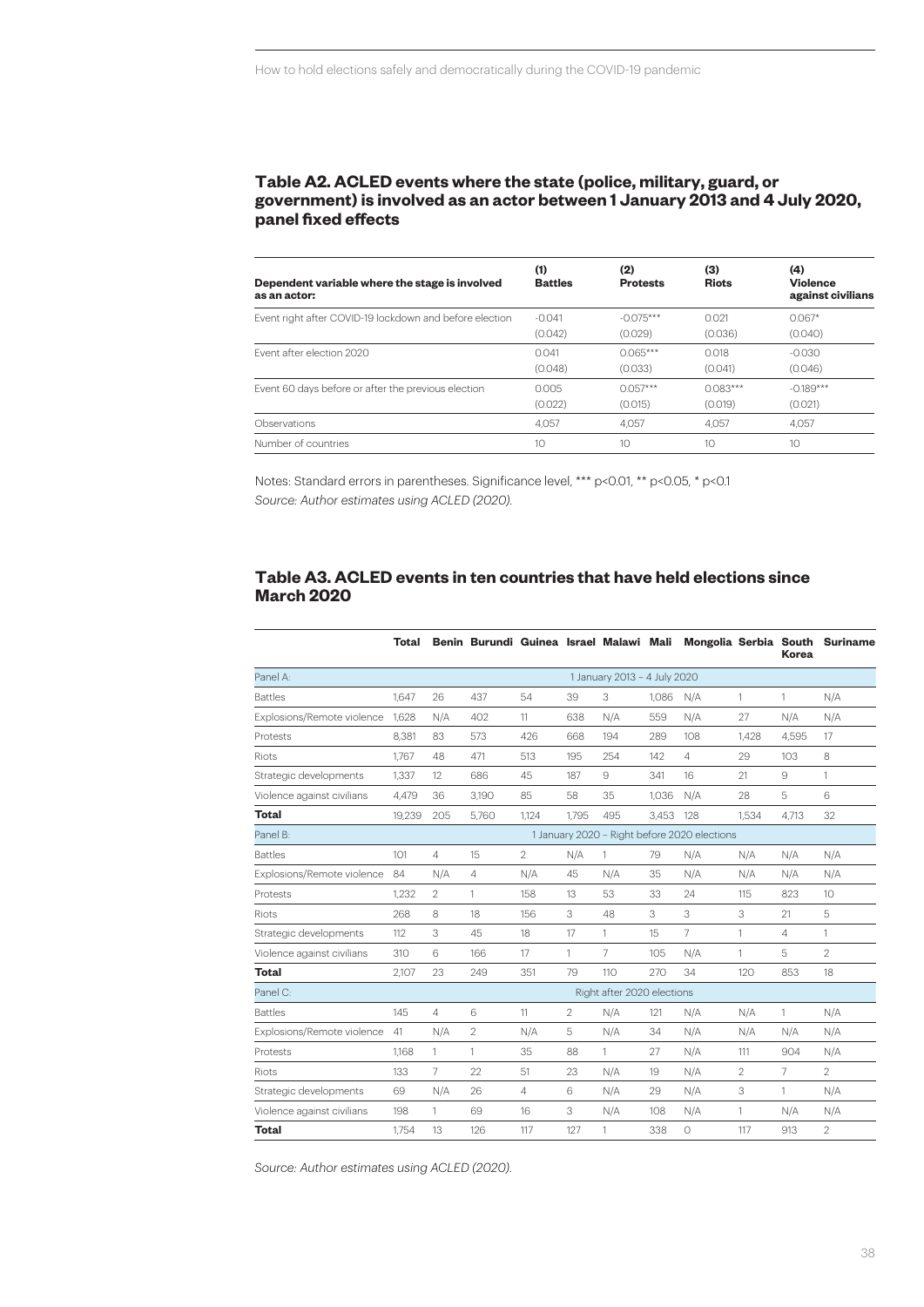### Table A2. ACLED events where the state (police, military, guard, or government) is involved as an actor between 1 January 2013 and 4 July 2020, panel fixed effects

| Dependent variable where the stage is involved as an actor: | (1) Battles | (2) Protests | (3) Riots | (4) Violence against civilians |
|---|---|---|---|---|
| Event right after COVID-19 lockdown and before election | -0.041 | -0.075*** | 0.021 | 0.067* |
| | (0.042) | (0.029) | (0.036) | (0.040) |
| Event after election 2020 | 0.041 | 0.065*** | 0.018 | -0.030 |
| | (0.048) | (0.033) | (0.041) | (0.046) |
| Event 60 days before or after the previous election | 0.005 | 0.057*** | 0.083*** | -0.189*** |
| | (0.022) | (0.015) | (0.019) | (0.021) |
| Observations | 4,057 | 4,057 | 4,057 | 4,057 |
| Number of countries | 10 | 10 | 10 | 10 |

Notes: Standard errors in parentheses. Significance level, *** p<0.01, ** p<0.05, * p<0.1

*Source: Author estimates using ACLED (2020).*

### Table A3. ACLED events in ten countries that have held elections since March 2020

| | Total | Benin | Burundi | Guinea | Israel | Malawi | Mali | Mongolia | Serbia | South Korea | Suriname |
|---|---|---|---|---|---|---|---|---|---|---|---|
| Panel A: | 1 January 2013 – 4 July 2020 | | | | | | | | | | |
| Battles | 1,647 | 26 | 437 | 54 | 39 | 3 | 1,086 | N/A | 1 | 1 | N/A |
| Explosions/Remote violence | 1,628 | N/A | 402 | 11 | 638 | N/A | 559 | N/A | 27 | N/A | N/A |
| Protests | 8,381 | 83 | 573 | 426 | 668 | 194 | 289 | 108 | 1,428 | 4,595 | 17 |
| Riots | 1,767 | 48 | 471 | 513 | 195 | 254 | 142 | 4 | 29 | 103 | 8 |
| Strategic developments | 1,337 | 12 | 686 | 45 | 187 | 9 | 341 | 16 | 21 | 9 | 1 |
| Violence against civilians | 4,479 | 36 | 3,190 | 85 | 58 | 35 | 1,036 | N/A | 28 | 5 | 6 |
| **Total** | 19,239 | 205 | 5,760 | 1,124 | 1,795 | 495 | 3,453 | 128 | 1,534 | 4,713 | 32 |
| Panel B: | 1 January 2020 – Right before 2020 elections | | | | | | | | | | |
| Battles | 101 | 4 | 15 | 2 | N/A | 1 | 79 | N/A | N/A | N/A | N/A |
| Explosions/Remote violence | 84 | N/A | 4 | N/A | 45 | N/A | 35 | N/A | N/A | N/A | N/A |
| Protests | 1,232 | 2 | 1 | 158 | 13 | 53 | 33 | 24 | 115 | 823 | 10 |
| Riots | 268 | 8 | 18 | 156 | 3 | 48 | 3 | 3 | 3 | 21 | 5 |
| Strategic developments | 112 | 3 | 45 | 18 | 17 | 1 | 15 | 7 | 1 | 4 | 1 |
| Violence against civilians | 310 | 6 | 166 | 17 | 1 | 7 | 105 | N/A | 1 | 5 | 2 |
| **Total** | 2,107 | 23 | 249 | 351 | 79 | 110 | 270 | 34 | 120 | 853 | 18 |
| Panel C: | Right after 2020 elections | | | | | | | | | | |
| Battles | 145 | 4 | 6 | 11 | 2 | N/A | 121 | N/A | N/A | 1 | N/A |
| Explosions/Remote violence | 41 | N/A | 2 | N/A | 5 | N/A | 34 | N/A | N/A | N/A | N/A |
| Protests | 1,168 | 1 | 1 | 35 | 88 | 1 | 27 | N/A | 111 | 904 | N/A |
| Riots | 133 | 7 | 22 | 51 | 23 | N/A | 19 | N/A | 2 | 7 | 2 |
| Strategic developments | 69 | N/A | 26 | 4 | 6 | N/A | 29 | N/A | 3 | 1 | N/A |
| Violence against civilians | 198 | 1 | 69 | 16 | 3 | N/A | 108 | N/A | 1 | N/A | N/A |
| **Total** | 1,754 | 13 | 126 | 117 | 127 | 1 | 338 | 0 | 117 | 913 | 2 |

*Source: Author estimates using ACLED (2020).*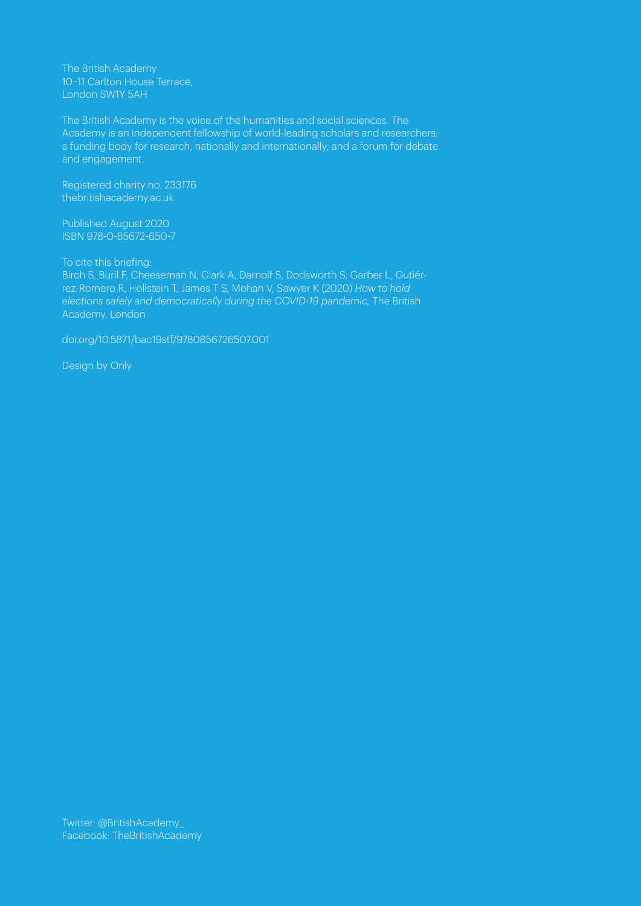The British Academy
10–11 Carlton House Terrace,
London SW1Y 5AH

The British Academy is the voice of the humanities and social sciences. The Academy is an independent fellowship of world-leading scholars and researchers; a funding body for research, nationally and internationally; and a forum for debate and engagement.

Registered charity no. 233176
thebritishacademy.ac.uk

Published August 2020
ISBN 978-0-85672-650-7

To cite this briefing:
Birch S, Buril F, Cheeseman N, Clark A, Darnolf S, Dodsworth S, Garber L, Gutiérrez-Romero R, Hollstein T, James T S, Mohan V, Sawyer K (2020) *How to hold elections safely and democratically during the COVID-19 pandemic,* The British Academy, London

doi.org/10.5871/bac19stf/9780856726507.001

Design by Only

Twitter: @BritishAcademy_
Facebook: TheBritishAcademy